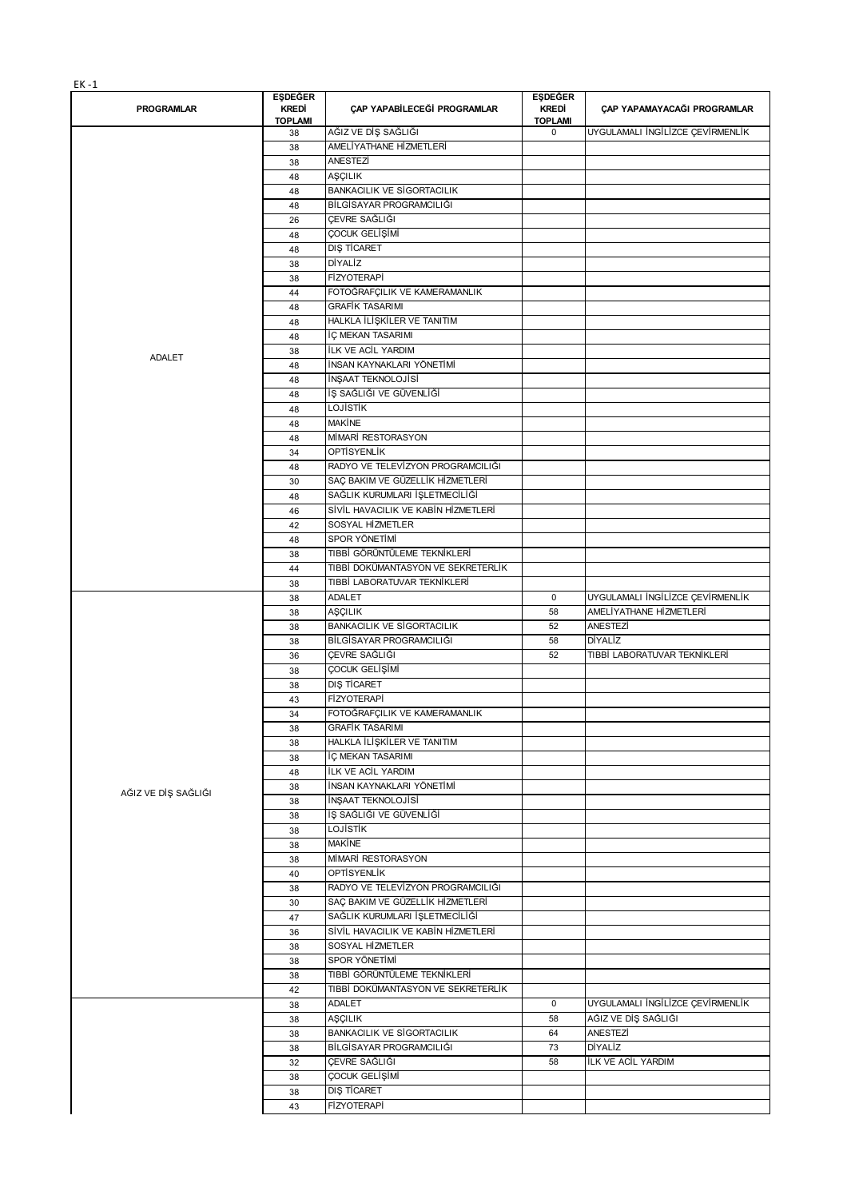EK -1

| PROGRAMLAR | EŞDEĞER KREDİ TOPLAMI | ÇAP YAPABİLECEĞİ PROGRAMLAR | EŞDEĞER KREDİ TOPLAMI | ÇAP YAPAMAYACAĞI PROGRAMLAR |
|---|---|---|---|---|
| ADALET | 38 | AĞIZ VE DİŞ SAĞLIĞI | 0 | UYGULAMALI İNGİLİZCE ÇEVİRMENLİK |
| | 38 | AMELİYATHANE HİZMETLERİ | | |
| | 38 | ANESTEZİ | | |
| | 48 | AŞÇILIK | | |
| | 48 | BANKACILIK VE SİGORTACILIK | | |
| | 48 | BİLGİSAYAR PROGRAMCILIĞI | | |
| | 26 | ÇEVRE SAĞLIĞI | | |
| | 48 | ÇOCUK GELİŞİMİ | | |
| | 48 | DIŞ TİCARET | | |
| | 38 | DİYALİZ | | |
| | 38 | FİZYOTERAPİ | | |
| | 44 | FOTOĞRAFÇILIK VE KAMERAMANLIK | | |
| | 48 | GRAFİK TASARIMI | | |
| | 48 | HALKLA İLİŞKİLER VE TANITIM | | |
| | 48 | İÇ MEKAN TASARIMI | | |
| | 38 | İLK VE ACİL YARDIM | | |
| | 48 | İNSAN KAYNAKLARI YÖNETİMİ | | |
| | 48 | İNŞAAT TEKNOLOJİSİ | | |
| | 48 | İŞ SAĞLIĞI VE GÜVENLİĞİ | | |
| | 48 | LOJİSTİK | | |
| | 48 | MAKİNE | | |
| | 48 | MİMARİ RESTORASYON | | |
| | 34 | OPTİSYENLİK | | |
| | 48 | RADYO VE TELEVİZYON PROGRAMCILIĞI | | |
| | 30 | SAÇ BAKIM VE GÜZELLİK HİZMETLERİ | | |
| | 48 | SAĞLIK KURUMLARI İŞLETMECİLİĞİ | | |
| | 46 | SİVİL HAVACILIK VE KABİN HİZMETLERİ | | |
| | 42 | SOSYAL HİZMETLER | | |
| | 48 | SPOR YÖNETİMİ | | |
| | 38 | TIBBİ GÖRÜNTÜLEME TEKNİKLERİ | | |
| | 44 | TIBBİ DOKÜMANTASYON VE SEKRETERLİK | | |
| | 38 | TIBBİ LABORATUVAR TEKNİKLERİ | | |
| AĞIZ VE DİŞ SAĞLIĞI | 38 | ADALET | 0 | UYGULAMALI İNGİLİZCE ÇEVİRMENLİK |
| | 38 | AŞÇILIK | 58 | AMELİYATHANE HİZMETLERİ |
| | 38 | BANKACILIK VE SİGORTACILIK | 52 | ANESTEZİ |
| | 38 | BİLGİSAYAR PROGRAMCILIĞI | 58 | DİYALİZ |
| | 36 | ÇEVRE SAĞLIĞI | 52 | TIBBİ LABORATUVAR TEKNİKLERİ |
| | 38 | ÇOCUK GELİŞİMİ | | |
| | 38 | DIŞ TİCARET | | |
| | 43 | FİZYOTERAPİ | | |
| | 34 | FOTOĞRAFÇILIK VE KAMERAMANLIK | | |
| | 38 | GRAFİK TASARIMI | | |
| | 38 | HALKLA İLİŞKİLER VE TANITIM | | |
| | 38 | İÇ MEKAN TASARIMI | | |
| | 48 | İLK VE ACİL YARDIM | | |
| | 38 | İNSAN KAYNAKLARI YÖNETİMİ | | |
| | 38 | İNŞAAT TEKNOLOJİSİ | | |
| | 38 | İŞ SAĞLIĞI VE GÜVENLİĞİ | | |
| | 38 | LOJİSTİK | | |
| | 38 | MAKİNE | | |
| | 38 | MİMARİ RESTORASYON | | |
| | 40 | OPTİSYENLİK | | |
| | 38 | RADYO VE TELEVİZYON PROGRAMCILIĞI | | |
| | 30 | SAÇ BAKIM VE GÜZELLİK HİZMETLERİ | | |
| | 47 | SAĞLIK KURUMLARI İŞLETMECİLİĞİ | | |
| | 36 | SİVİL HAVACILIK VE KABİN HİZMETLERİ | | |
| | 38 | SOSYAL HİZMETLER | | |
| | 38 | SPOR YÖNETİMİ | | |
| | 38 | TIBBİ GÖRÜNTÜLEME TEKNİKLERİ | | |
| | 42 | TIBBİ DOKÜMANTASYON VE SEKRETERLİK | | |
| | 38 | ADALET | 0 | UYGULAMALI İNGİLİZCE ÇEVİRMENLİK |
| | 38 | AŞÇILIK | 58 | AĞIZ VE DİŞ SAĞLIĞI |
| | 38 | BANKACILIK VE SİGORTACILIK | 64 | ANESTEZİ |
| | 38 | BİLGİSAYAR PROGRAMCILIĞI | 73 | DİYALİZ |
| | 32 | ÇEVRE SAĞLIĞI | 58 | İLK VE ACİL YARDIM |
| | 38 | ÇOCUK GELİŞİMİ | | |
| | 38 | DIŞ TİCARET | | |
| | 43 | FİZYOTERAPİ | | |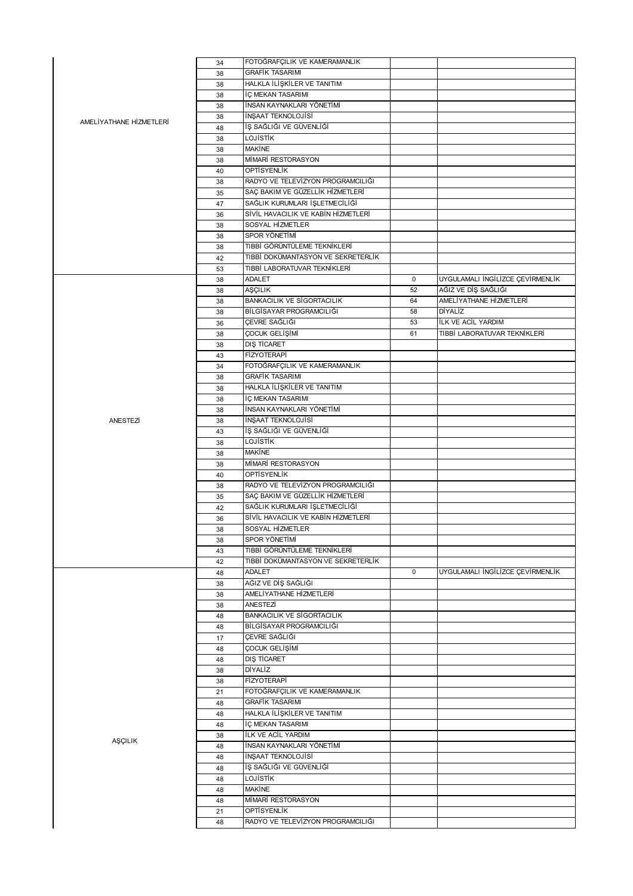| | | | | |
|---|---|---|---|---|
| AMELİYATHANE HİZMETLERİ | 34 | FOTOĞRAFÇILIK VE KAMERAMANLIK | | |
| | 38 | GRAFİK TASARIMI | | |
| | 38 | HALKLA İLİŞKİLER VE TANITIM | | |
| | 38 | İÇ MEKAN TASARIMI | | |
| | 38 | İNSAN KAYNAKLARI YÖNETİMİ | | |
| | 38 | İNŞAAT TEKNOLOJİSİ | | |
| | 48 | İŞ SAĞLIĞI VE GÜVENLİĞİ | | |
| | 38 | LOJİSTİK | | |
| | 38 | MAKİNE | | |
| | 38 | MİMARİ RESTORASYON | | |
| | 40 | OPTİSYENLİK | | |
| | 38 | RADYO VE TELEVİZYON PROGRAMCILIĞI | | |
| | 35 | SAÇ BAKIM VE GÜZELLİK HİZMETLERİ | | |
| | 47 | SAĞLIK KURUMLARI İŞLETMECİLİĞİ | | |
| | 36 | SİVİL HAVACILIK VE KABİN HİZMETLERİ | | |
| | 38 | SOSYAL HİZMETLER | | |
| | 38 | SPOR YÖNETİMİ | | |
| | 38 | TIBBİ GÖRÜNTÜLEME TEKNİKLERİ | | |
| | 42 | TIBBİ DOKÜMANTASYON VE SEKRETERLİK | | |
| | 53 | TIBBİ LABORATUVAR TEKNİKLERİ | | |
| ANESTEZİ | 38 | ADALET | 0 | UYGULAMALI İNGİLİZCE ÇEVİRMENLİK |
| | 38 | AŞÇILIK | 52 | AĞIZ VE DİŞ SAĞLIĞI |
| | 38 | BANKACILIK VE SİGORTACILIK | 64 | AMELİYATHANE HİZMETLERİ |
| | 38 | BİLGİSAYAR PROGRAMCILIĞI | 58 | DİYALİZ |
| | 36 | ÇEVRE SAĞLIĞI | 53 | İLK VE ACİL YARDIM |
| | 38 | ÇOCUK GELİŞİMİ | 61 | TIBBİ LABORATUVAR TEKNİKLERİ |
| | 38 | DIŞ TİCARET | | |
| | 43 | FİZYOTERAPİ | | |
| | 34 | FOTOĞRAFÇILIK VE KAMERAMANLIK | | |
| | 38 | GRAFİK TASARIMI | | |
| | 38 | HALKLA İLİŞKİLER VE TANITIM | | |
| | 38 | İÇ MEKAN TASARIMI | | |
| | 38 | İNSAN KAYNAKLARI YÖNETİMİ | | |
| | 38 | İNŞAAT TEKNOLOJİSİ | | |
| | 43 | İŞ SAĞLIĞI VE GÜVENLİĞİ | | |
| | 38 | LOJİSTİK | | |
| | 38 | MAKİNE | | |
| | 38 | MİMARİ RESTORASYON | | |
| | 40 | OPTİSYENLİK | | |
| | 38 | RADYO VE TELEVİZYON PROGRAMCILIĞI | | |
| | 35 | SAÇ BAKIM VE GÜZELLİK HİZMETLERİ | | |
| | 42 | SAĞLIK KURUMLARI İŞLETMECİLİĞİ | | |
| | 36 | SİVİL HAVACILIK VE KABİN HİZMETLERİ | | |
| | 38 | SOSYAL HİZMETLER | | |
| | 38 | SPOR YÖNETİMİ | | |
| | 43 | TIBBİ GÖRÜNTÜLEME TEKNİKLERİ | | |
| | 42 | TIBBİ DOKÜMANTASYON VE SEKRETERLİK | | |
| AŞÇILIK | 48 | ADALET | 0 | UYGULAMALI İNGİLİZCE ÇEVİRMENLİK |
| | 38 | AĞIZ VE DİŞ SAĞLIĞI | | |
| | 38 | AMELİYATHANE HİZMETLERİ | | |
| | 38 | ANESTEZİ | | |
| | 48 | BANKACILIK VE SİGORTACILIK | | |
| | 48 | BİLGİSAYAR PROGRAMCILIĞI | | |
| | 17 | ÇEVRE SAĞLIĞI | | |
| | 48 | ÇOCUK GELİŞİMİ | | |
| | 48 | DIŞ TİCARET | | |
| | 38 | DİYALİZ | | |
| | 38 | FİZYOTERAPİ | | |
| | 21 | FOTOĞRAFÇILIK VE KAMERAMANLIK | | |
| | 48 | GRAFİK TASARIMI | | |
| | 48 | HALKLA İLİŞKİLER VE TANITIM | | |
| | 48 | İÇ MEKAN TASARIMI | | |
| | 38 | İLK VE ACİL YARDIM | | |
| | 48 | İNSAN KAYNAKLARI YÖNETİMİ | | |
| | 48 | İNŞAAT TEKNOLOJİSİ | | |
| | 48 | İŞ SAĞLIĞI VE GÜVENLİĞİ | | |
| | 48 | LOJİSTİK | | |
| | 48 | MAKİNE | | |
| | 48 | MİMARİ RESTORASYON | | |
| | 21 | OPTİSYENLİK | | |
| | 48 | RADYO VE TELEVİZYON PROGRAMCILIĞI | | |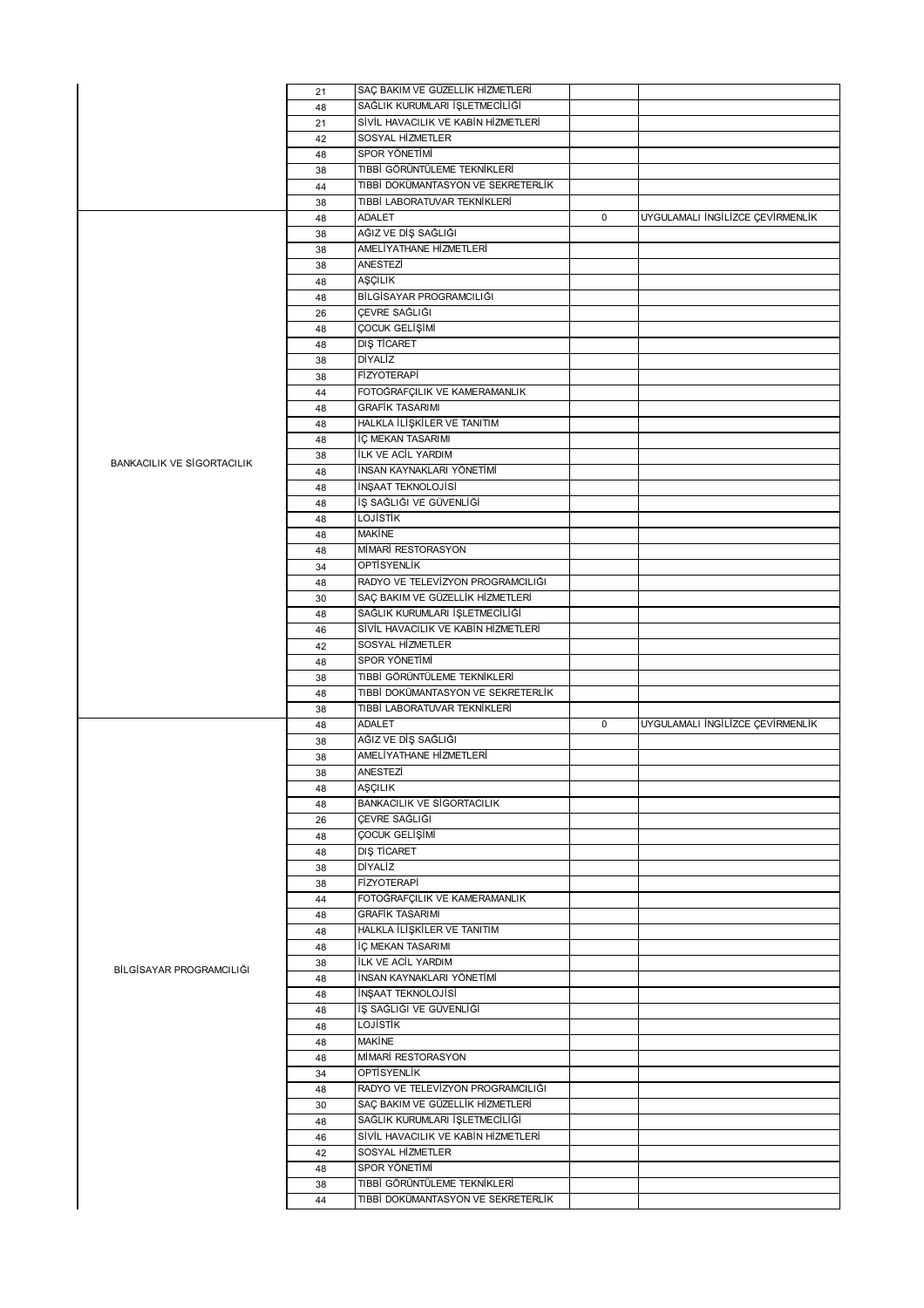| | | | | |
|---|---|---|---|---|
| | 21 | SAÇ BAKIM VE GÜZELLİK HİZMETLERİ | | |
| | 48 | SAĞLIK KURUMLARI İŞLETMECİLİĞİ | | |
| | 21 | SİVİL HAVACILIK VE KABİN HİZMETLERİ | | |
| | 42 | SOSYAL HİZMETLER | | |
| | 48 | SPOR YÖNETİMİ | | |
| | 38 | TIBBİ GÖRÜNTÜLEME TEKNİKLERİ | | |
| | 44 | TIBBİ DOKÜMANTASYON VE SEKRETERLİK | | |
| | 38 | TIBBİ LABORATUVAR TEKNİKLERİ | | |
| BANKACILIK VE SİGORTACILIK | 48 | ADALET | 0 | UYGULAMALI İNGİLİZCE ÇEVİRMENLİK |
| | 38 | AĞIZ VE DİŞ SAĞLIĞI | | |
| | 38 | AMELİYATHANE HİZMETLERİ | | |
| | 38 | ANESTEZİ | | |
| | 48 | AŞÇILIK | | |
| | 48 | BİLGİSAYAR PROGRAMCILIĞI | | |
| | 26 | ÇEVRE SAĞLIĞI | | |
| | 48 | ÇOCUK GELİŞİMİ | | |
| | 48 | DIŞ TİCARET | | |
| | 38 | DİYALİZ | | |
| | 38 | FİZYOTERAPİ | | |
| | 44 | FOTOĞRAFÇILIK VE KAMERAMANLIK | | |
| | 48 | GRAFİK TASARIMI | | |
| | 48 | HALKLA İLİŞKİLER VE TANITIM | | |
| | 48 | İÇ MEKAN TASARIMI | | |
| | 38 | İLK VE ACİL YARDIM | | |
| | 48 | İNSAN KAYNAKLARI YÖNETİMİ | | |
| | 48 | İNŞAAT TEKNOLOJİSİ | | |
| | 48 | İŞ SAĞLIĞI VE GÜVENLİĞİ | | |
| | 48 | LOJİSTİK | | |
| | 48 | MAKİNE | | |
| | 48 | MİMARİ RESTORASYON | | |
| | 34 | OPTİSYENLİK | | |
| | 48 | RADYO VE TELEVİZYON PROGRAMCILIĞI | | |
| | 30 | SAÇ BAKIM VE GÜZELLİK HİZMETLERİ | | |
| | 48 | SAĞLIK KURUMLARI İŞLETMECİLİĞİ | | |
| | 46 | SİVİL HAVACILIK VE KABİN HİZMETLERİ | | |
| | 42 | SOSYAL HİZMETLER | | |
| | 48 | SPOR YÖNETİMİ | | |
| | 38 | TIBBİ GÖRÜNTÜLEME TEKNİKLERİ | | |
| | 48 | TIBBİ DOKÜMANTASYON VE SEKRETERLİK | | |
| | 38 | TIBBİ LABORATUVAR TEKNİKLERİ | | |
| BİLGİSAYAR PROGRAMCILIĞI | 48 | ADALET | 0 | UYGULAMALI İNGİLİZCE ÇEVİRMENLİK |
| | 38 | AĞIZ VE DİŞ SAĞLIĞI | | |
| | 38 | AMELİYATHANE HİZMETLERİ | | |
| | 38 | ANESTEZİ | | |
| | 48 | AŞÇILIK | | |
| | 48 | BANKACILIK VE SİGORTACILIK | | |
| | 26 | ÇEVRE SAĞLIĞI | | |
| | 48 | ÇOCUK GELİŞİMİ | | |
| | 48 | DIŞ TİCARET | | |
| | 38 | DİYALİZ | | |
| | 38 | FİZYOTERAPİ | | |
| | 44 | FOTOĞRAFÇILIK VE KAMERAMANLIK | | |
| | 48 | GRAFİK TASARIMI | | |
| | 48 | HALKLA İLİŞKİLER VE TANITIM | | |
| | 48 | İÇ MEKAN TASARIMI | | |
| | 38 | İLK VE ACİL YARDIM | | |
| | 48 | İNSAN KAYNAKLARI YÖNETİMİ | | |
| | 48 | İNŞAAT TEKNOLOJİSİ | | |
| | 48 | İŞ SAĞLIĞI VE GÜVENLİĞİ | | |
| | 48 | LOJİSTİK | | |
| | 48 | MAKİNE | | |
| | 48 | MİMARİ RESTORASYON | | |
| | 34 | OPTİSYENLİK | | |
| | 48 | RADYO VE TELEVİZYON PROGRAMCILIĞI | | |
| | 30 | SAÇ BAKIM VE GÜZELLİK HİZMETLERİ | | |
| | 48 | SAĞLIK KURUMLARI İŞLETMECİLİĞİ | | |
| | 46 | SİVİL HAVACILIK VE KABİN HİZMETLERİ | | |
| | 42 | SOSYAL HİZMETLER | | |
| | 48 | SPOR YÖNETİMİ | | |
| | 38 | TIBBİ GÖRÜNTÜLEME TEKNİKLERİ | | |
| | 44 | TIBBİ DOKÜMANTASYON VE SEKRETERLİK | | |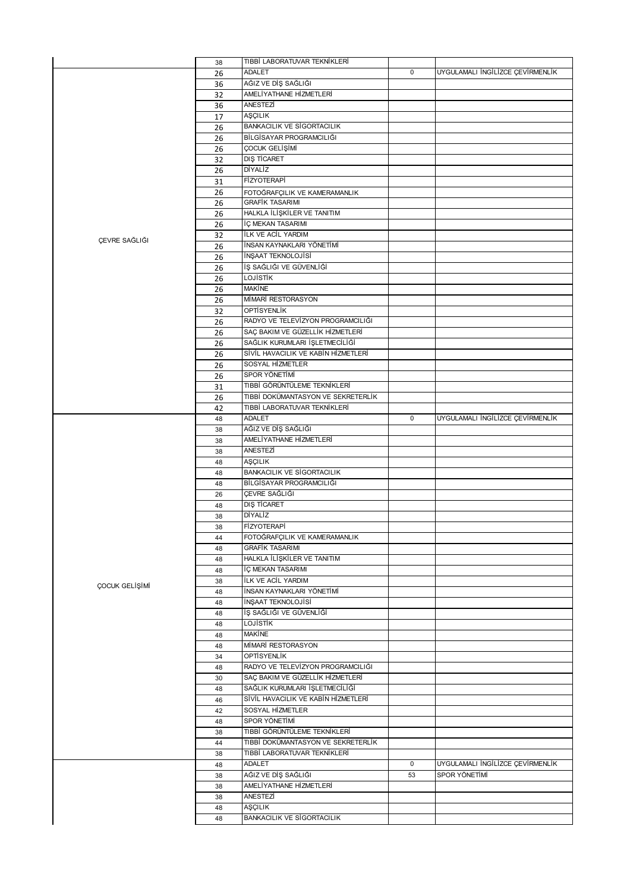| | | | | |
|---|---|---|---|---|
| | 38 | TIBBİ LABORATUVAR TEKNİKLERİ | | |
| ÇEVRE SAĞLIĞI | 26 | ADALET | 0 | UYGULAMALI İNGİLİZCE ÇEVİRMENLİK |
| | 36 | AĞIZ VE DİŞ SAĞLIĞI | | |
| | 32 | AMELİYATHANE HİZMETLERİ | | |
| | 36 | ANESTEZİ | | |
| | 17 | AŞÇILIK | | |
| | 26 | BANKACILIK VE SİGORTACILIK | | |
| | 26 | BİLGİSAYAR PROGRAMCILIĞI | | |
| | 26 | ÇOCUK GELİŞİMİ | | |
| | 32 | DIŞ TİCARET | | |
| | 26 | DİYALİZ | | |
| | 31 | FİZYOTERAPİ | | |
| | 26 | FOTOĞRAFÇILIK VE KAMERAMANLIK | | |
| | 26 | GRAFİK TASARIMI | | |
| | 26 | HALKLA İLİŞKİLER VE TANITIM | | |
| | 26 | İÇ MEKAN TASARIMI | | |
| | 32 | İLK VE ACİL YARDIM | | |
| | 26 | İNSAN KAYNAKLARI YÖNETİMİ | | |
| | 26 | İNŞAAT TEKNOLOJİSİ | | |
| | 26 | İŞ SAĞLIĞI VE GÜVENLİĞİ | | |
| | 26 | LOJİSTİK | | |
| | 26 | MAKİNE | | |
| | 26 | MİMARİ RESTORASYON | | |
| | 32 | OPTİSYENLİK | | |
| | 26 | RADYO VE TELEVİZYON PROGRAMCILIĞI | | |
| | 26 | SAÇ BAKIM VE GÜZELLİK HİZMETLERİ | | |
| | 26 | SAĞLIK KURUMLARI İŞLETMECİLİĞİ | | |
| | 26 | SİVİL HAVACILIK VE KABİN HİZMETLERİ | | |
| | 26 | SOSYAL HİZMETLER | | |
| | 26 | SPOR YÖNETİMİ | | |
| | 31 | TIBBİ GÖRÜNTÜLEME TEKNİKLERİ | | |
| | 26 | TIBBİ DOKÜMANTASYON VE SEKRETERLİK | | |
| | 42 | TIBBİ LABORATUVAR TEKNİKLERİ | | |
| ÇOCUK GELİŞİMİ | 48 | ADALET | 0 | UYGULAMALI İNGİLİZCE ÇEVİRMENLİK |
| | 38 | AĞIZ VE DİŞ SAĞLIĞI | | |
| | 38 | AMELİYATHANE HİZMETLERİ | | |
| | 38 | ANESTEZİ | | |
| | 48 | AŞÇILIK | | |
| | 48 | BANKACILIK VE SİGORTACILIK | | |
| | 48 | BİLGİSAYAR PROGRAMCILIĞI | | |
| | 26 | ÇEVRE SAĞLIĞI | | |
| | 48 | DIŞ TİCARET | | |
| | 38 | DİYALİZ | | |
| | 38 | FİZYOTERAPİ | | |
| | 44 | FOTOĞRAFÇILIK VE KAMERAMANLIK | | |
| | 48 | GRAFİK TASARIMI | | |
| | 48 | HALKLA İLİŞKİLER VE TANITIM | | |
| | 48 | İÇ MEKAN TASARIMI | | |
| | 38 | İLK VE ACİL YARDIM | | |
| | 48 | İNSAN KAYNAKLARI YÖNETİMİ | | |
| | 48 | İNŞAAT TEKNOLOJİSİ | | |
| | 48 | İŞ SAĞLIĞI VE GÜVENLİĞİ | | |
| | 48 | LOJİSTİK | | |
| | 48 | MAKİNE | | |
| | 48 | MİMARİ RESTORASYON | | |
| | 34 | OPTİSYENLİK | | |
| | 48 | RADYO VE TELEVİZYON PROGRAMCILIĞI | | |
| | 30 | SAÇ BAKIM VE GÜZELLİK HİZMETLERİ | | |
| | 48 | SAĞLIK KURUMLARI İŞLETMECİLİĞİ | | |
| | 46 | SİVİL HAVACILIK VE KABİN HİZMETLERİ | | |
| | 42 | SOSYAL HİZMETLER | | |
| | 48 | SPOR YÖNETİMİ | | |
| | 38 | TIBBİ GÖRÜNTÜLEME TEKNİKLERİ | | |
| | 44 | TIBBİ DOKÜMANTASYON VE SEKRETERLİK | | |
| | 38 | TIBBİ LABORATUVAR TEKNİKLERİ | | |
| | 48 | ADALET | 0 | UYGULAMALI İNGİLİZCE ÇEVİRMENLİK |
| | 38 | AĞIZ VE DİŞ SAĞLIĞI | 53 | SPOR YÖNETİMİ |
| | 38 | AMELİYATHANE HİZMETLERİ | | |
| | 38 | ANESTEZİ | | |
| | 48 | AŞÇILIK | | |
| | 48 | BANKACILIK VE SİGORTACILIK | | |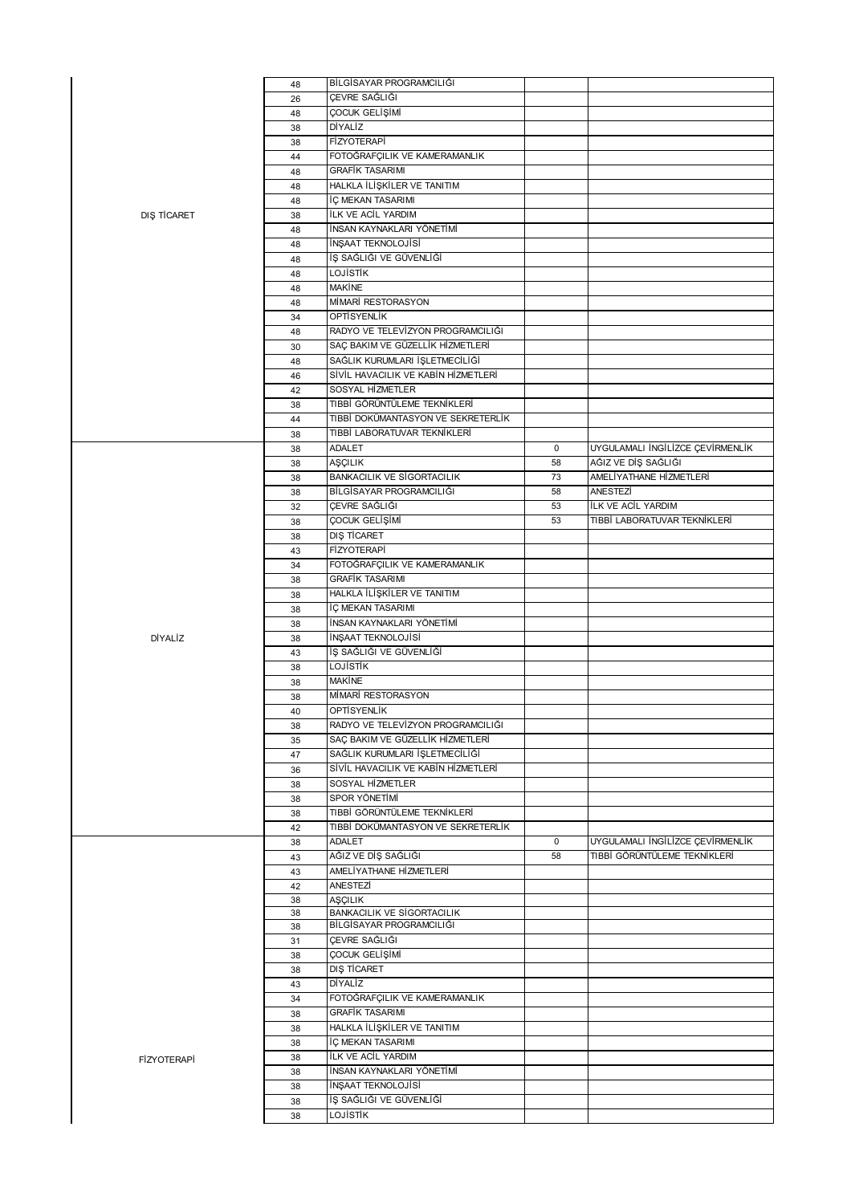| | | | | |
|---|---|---|---|---|
| DIŞ TİCARET | 48 | BİLGİSAYAR PROGRAMCILIĞI | | |
| | 26 | ÇEVRE SAĞLIĞI | | |
| | 48 | ÇOCUK GELİŞİMİ | | |
| | 38 | DİYALİZ | | |
| | 38 | FİZYOTERAPİ | | |
| | 44 | FOTOĞRAFÇILIK VE KAMERAMANLIK | | |
| | 48 | GRAFİK TASARIMI | | |
| | 48 | HALKLA İLİŞKİLER VE TANITIM | | |
| | 48 | İÇ MEKAN TASARIMI | | |
| | 38 | İLK VE ACİL YARDIM | | |
| | 48 | İNSAN KAYNAKLARI YÖNETİMİ | | |
| | 48 | İNŞAAT TEKNOLOJİSİ | | |
| | 48 | İŞ SAĞLIĞI VE GÜVENLİĞİ | | |
| | 48 | LOJİSTİK | | |
| | 48 | MAKİNE | | |
| | 48 | MİMARİ RESTORASYON | | |
| | 34 | OPTİSYENLİK | | |
| | 48 | RADYO VE TELEVİZYON PROGRAMCILIĞI | | |
| | 30 | SAÇ BAKIM VE GÜZELLİK HİZMETLERİ | | |
| | 48 | SAĞLIK KURUMLARI İŞLETMECİLİĞİ | | |
| | 46 | SİVİL HAVACILIK VE KABİN HİZMETLERİ | | |
| | 42 | SOSYAL HİZMETLER | | |
| | 38 | TIBBİ GÖRÜNTÜLEME TEKNİKLERİ | | |
| | 44 | TIBBİ DOKÜMANTASYON VE SEKRETERLİK | | |
| | 38 | TIBBİ LABORATUVAR TEKNİKLERİ | | |
| DİYALİZ | 38 | ADALET | 0 | UYGULAMALI İNGİLİZCE ÇEVİRMENLİK |
| | 38 | AŞÇILIK | 58 | AĞIZ VE DİŞ SAĞLIĞI |
| | 38 | BANKACILIK VE SİGORTACILIK | 73 | AMELİYATHANE HİZMETLERİ |
| | 38 | BİLGİSAYAR PROGRAMCILIĞI | 58 | ANESTEZİ |
| | 32 | ÇEVRE SAĞLIĞI | 53 | İLK VE ACİL YARDIM |
| | 38 | ÇOCUK GELİŞİMİ | 53 | TIBBİ LABORATUVAR TEKNİKLERİ |
| | 38 | DIŞ TİCARET | | |
| | 43 | FİZYOTERAPİ | | |
| | 34 | FOTOĞRAFÇILIK VE KAMERAMANLIK | | |
| | 38 | GRAFİK TASARIMI | | |
| | 38 | HALKLA İLİŞKİLER VE TANITIM | | |
| | 38 | İÇ MEKAN TASARIMI | | |
| | 38 | İNSAN KAYNAKLARI YÖNETİMİ | | |
| | 38 | İNŞAAT TEKNOLOJİSİ | | |
| | 43 | İŞ SAĞLIĞI VE GÜVENLİĞİ | | |
| | 38 | LOJİSTİK | | |
| | 38 | MAKİNE | | |
| | 38 | MİMARİ RESTORASYON | | |
| | 40 | OPTİSYENLİK | | |
| | 38 | RADYO VE TELEVİZYON PROGRAMCILIĞI | | |
| | 35 | SAÇ BAKIM VE GÜZELLİK HİZMETLERİ | | |
| | 47 | SAĞLIK KURUMLARI İŞLETMECİLİĞİ | | |
| | 36 | SİVİL HAVACILIK VE KABİN HİZMETLERİ | | |
| | 38 | SOSYAL HİZMETLER | | |
| | 38 | SPOR YÖNETİMİ | | |
| | 38 | TIBBİ GÖRÜNTÜLEME TEKNİKLERİ | | |
| | 42 | TIBBİ DOKÜMANTASYON VE SEKRETERLİK | | |
| FİZYOTERAPİ | 38 | ADALET | 0 | UYGULAMALI İNGİLİZCE ÇEVİRMENLİK |
| | 43 | AĞIZ VE DİŞ SAĞLIĞI | 58 | TIBBİ GÖRÜNTÜLEME TEKNİKLERİ |
| | 43 | AMELİYATHANE HİZMETLERİ | | |
| | 42 | ANESTEZİ | | |
| | 38 | AŞÇILIK | | |
| | 38 | BANKACILIK VE SİGORTACILIK | | |
| | 38 | BİLGİSAYAR PROGRAMCILIĞI | | |
| | 31 | ÇEVRE SAĞLIĞI | | |
| | 38 | ÇOCUK GELİŞİMİ | | |
| | 38 | DIŞ TİCARET | | |
| | 43 | DİYALİZ | | |
| | 34 | FOTOĞRAFÇILIK VE KAMERAMANLIK | | |
| | 38 | GRAFİK TASARIMI | | |
| | 38 | HALKLA İLİŞKİLER VE TANITIM | | |
| | 38 | İÇ MEKAN TASARIMI | | |
| | 38 | İLK VE ACİL YARDIM | | |
| | 38 | İNSAN KAYNAKLARI YÖNETİMİ | | |
| | 38 | İNŞAAT TEKNOLOJİSİ | | |
| | 38 | İŞ SAĞLIĞI VE GÜVENLİĞİ | | |
| | 38 | LOJİSTİK | | |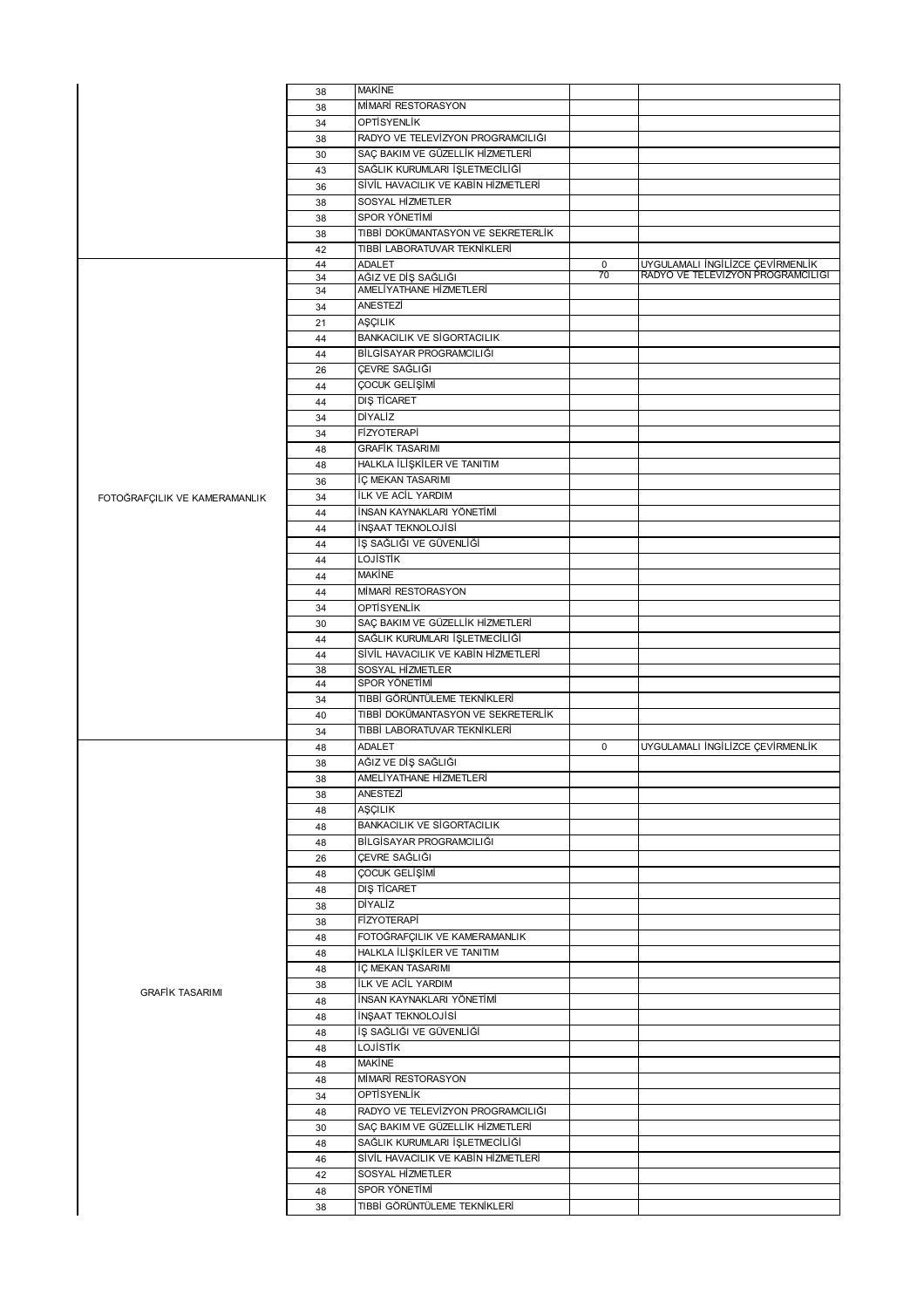| | | | | |
|---|---|---|---|---|
| | 38 | MAKİNE | | |
| | 38 | MİMARİ RESTORASYON | | |
| | 34 | OPTİSYENLİK | | |
| | 38 | RADYO VE TELEVİZYON PROGRAMCILIĞI | | |
| | 30 | SAÇ BAKIM VE GÜZELLİK HİZMETLERİ | | |
| | 43 | SAĞLIK KURUMLARI İŞLETMECİLİĞİ | | |
| | 36 | SİVİL HAVACILIK VE KABİN HİZMETLERİ | | |
| | 38 | SOSYAL HİZMETLER | | |
| | 38 | SPOR YÖNETİMİ | | |
| | 38 | TIBBİ DOKÜMANTASYON VE SEKRETERLİK | | |
| | 42 | TIBBİ LABORATUVAR TEKNİKLERİ | | |
| FOTOĞRAFÇILIK VE KAMERAMANLIK | 44 | ADALET | 0 | UYGULAMALI İNGİLİZCE ÇEVİRMENLİK |
| | 34 | AĞIZ VE DİŞ SAĞLIĞI | 70 | RADYO VE TELEVİZYON PROGRAMCILIĞI |
| | 34 | AMELİYATHANE HİZMETLERİ | | |
| | 34 | ANESTEZİ | | |
| | 21 | AŞÇILIK | | |
| | 44 | BANKACILIK VE SİGORTACILIK | | |
| | 44 | BİLGİSAYAR PROGRAMCILIĞI | | |
| | 26 | ÇEVRE SAĞLIĞI | | |
| | 44 | ÇOCUK GELİŞİMİ | | |
| | 44 | DIŞ TİCARET | | |
| | 34 | DİYALİZ | | |
| | 34 | FİZYOTERAPİ | | |
| | 48 | GRAFİK TASARIMI | | |
| | 48 | HALKLA İLİŞKİLER VE TANITIM | | |
| | 36 | İÇ MEKAN TASARIMI | | |
| | 34 | İLK VE ACİL YARDIM | | |
| | 44 | İNSAN KAYNAKLARI YÖNETİMİ | | |
| | 44 | İNŞAAT TEKNOLOJİSİ | | |
| | 44 | İŞ SAĞLIĞI VE GÜVENLİĞİ | | |
| | 44 | LOJİSTİK | | |
| | 44 | MAKİNE | | |
| | 44 | MİMARİ RESTORASYON | | |
| | 34 | OPTİSYENLİK | | |
| | 30 | SAÇ BAKIM VE GÜZELLİK HİZMETLERİ | | |
| | 44 | SAĞLIK KURUMLARI İŞLETMECİLİĞİ | | |
| | 44 | SİVİL HAVACILIK VE KABİN HİZMETLERİ | | |
| | 38 | SOSYAL HİZMETLER | | |
| | 44 | SPOR YÖNETİMİ | | |
| | 34 | TIBBİ GÖRÜNTÜLEME TEKNİKLERİ | | |
| | 40 | TIBBİ DOKÜMANTASYON VE SEKRETERLİK | | |
| | 34 | TIBBİ LABORATUVAR TEKNİKLERİ | | |
| GRAFİK TASARIMI | 48 | ADALET | 0 | UYGULAMALI İNGİLİZCE ÇEVİRMENLİK |
| | 38 | AĞIZ VE DİŞ SAĞLIĞI | | |
| | 38 | AMELİYATHANE HİZMETLERİ | | |
| | 38 | ANESTEZİ | | |
| | 48 | AŞÇILIK | | |
| | 48 | BANKACILIK VE SİGORTACILIK | | |
| | 48 | BİLGİSAYAR PROGRAMCILIĞI | | |
| | 26 | ÇEVRE SAĞLIĞI | | |
| | 48 | ÇOCUK GELİŞİMİ | | |
| | 48 | DIŞ TİCARET | | |
| | 38 | DİYALİZ | | |
| | 38 | FİZYOTERAPİ | | |
| | 48 | FOTOĞRAFÇILIK VE KAMERAMANLIK | | |
| | 48 | HALKLA İLİŞKİLER VE TANITIM | | |
| | 48 | İÇ MEKAN TASARIMI | | |
| | 38 | İLK VE ACİL YARDIM | | |
| | 48 | İNSAN KAYNAKLARI YÖNETİMİ | | |
| | 48 | İNŞAAT TEKNOLOJİSİ | | |
| | 48 | İŞ SAĞLIĞI VE GÜVENLİĞİ | | |
| | 48 | LOJİSTİK | | |
| | 48 | MAKİNE | | |
| | 48 | MİMARİ RESTORASYON | | |
| | 34 | OPTİSYENLİK | | |
| | 48 | RADYO VE TELEVİZYON PROGRAMCILIĞI | | |
| | 30 | SAÇ BAKIM VE GÜZELLİK HİZMETLERİ | | |
| | 48 | SAĞLIK KURUMLARI İŞLETMECİLİĞİ | | |
| | 46 | SİVİL HAVACILIK VE KABİN HİZMETLERİ | | |
| | 42 | SOSYAL HİZMETLER | | |
| | 48 | SPOR YÖNETİMİ | | |
| | 38 | TIBBİ GÖRÜNTÜLEME TEKNİKLERİ | | |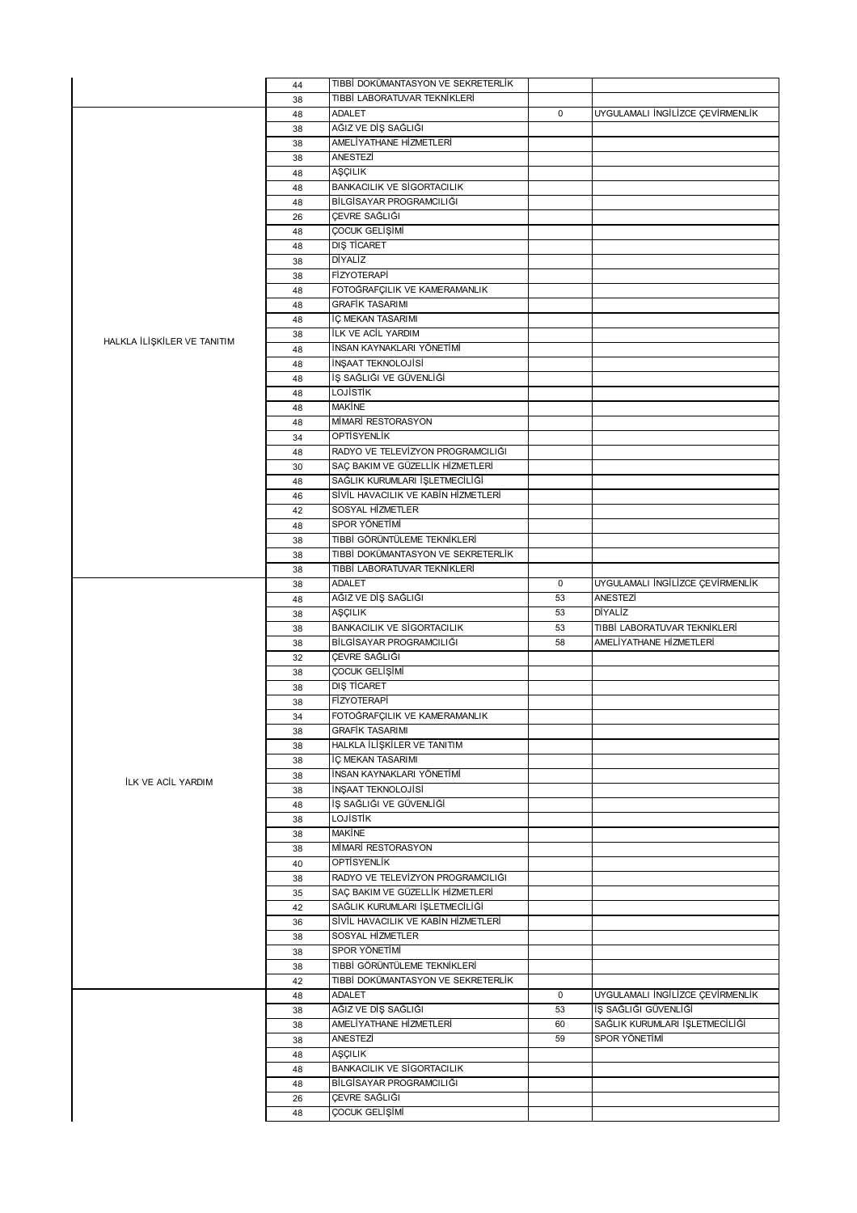| | | | | |
|---|---|---|---|---|
| | 44 | TIBBİ DOKÜMANTASYON VE SEKRETERLİK | | |
| | 38 | TIBBİ LABORATUVAR TEKNİKLERİ | | |
| HALKLA İLİŞKİLER VE TANITIM | 48 | ADALET | 0 | UYGULAMALI İNGİLİZCE ÇEVİRMENLİK |
| | 38 | AĞIZ VE DİŞ SAĞLIĞI | | |
| | 38 | AMELİYATHANE HİZMETLERİ | | |
| | 38 | ANESTEZİ | | |
| | 48 | AŞÇILIK | | |
| | 48 | BANKACILIK VE SİGORTACILIK | | |
| | 48 | BİLGİSAYAR PROGRAMCILIĞI | | |
| | 26 | ÇEVRE SAĞLIĞI | | |
| | 48 | ÇOCUK GELİŞİMİ | | |
| | 48 | DIŞ TİCARET | | |
| | 38 | DİYALİZ | | |
| | 38 | FİZYOTERAPİ | | |
| | 48 | FOTOĞRAFÇILIK VE KAMERAMANLIK | | |
| | 48 | GRAFİK TASARIMI | | |
| | 48 | İÇ MEKAN TASARIMI | | |
| | 38 | İLK VE ACİL YARDIM | | |
| | 48 | İNSAN KAYNAKLARI YÖNETİMİ | | |
| | 48 | İNŞAAT TEKNOLOJİSİ | | |
| | 48 | İŞ SAĞLIĞI VE GÜVENLİĞİ | | |
| | 48 | LOJİSTİK | | |
| | 48 | MAKİNE | | |
| | 48 | MİMARİ RESTORASYON | | |
| | 34 | OPTİSYENLİK | | |
| | 48 | RADYO VE TELEVİZYON PROGRAMCILIĞI | | |
| | 30 | SAÇ BAKIM VE GÜZELLİK HİZMETLERİ | | |
| | 48 | SAĞLIK KURUMLARI İŞLETMECİLİĞİ | | |
| | 46 | SİVİL HAVACILIK VE KABİN HİZMETLERİ | | |
| | 42 | SOSYAL HİZMETLER | | |
| | 48 | SPOR YÖNETİMİ | | |
| | 38 | TIBBİ GÖRÜNTÜLEME TEKNİKLERİ | | |
| | 38 | TIBBİ DOKÜMANTASYON VE SEKRETERLİK | | |
| | 38 | TIBBİ LABORATUVAR TEKNİKLERİ | | |
| İLK VE ACİL YARDIM | 38 | ADALET | 0 | UYGULAMALI İNGİLİZCE ÇEVİRMENLİK |
| | 48 | AĞIZ VE DİŞ SAĞLIĞI | 53 | ANESTEZİ |
| | 38 | AŞÇILIK | 53 | DİYALİZ |
| | 38 | BANKACILIK VE SİGORTACILIK | 53 | TIBBİ LABORATUVAR TEKNİKLERİ |
| | 38 | BİLGİSAYAR PROGRAMCILIĞI | 58 | AMELİYATHANE HİZMETLERİ |
| | 32 | ÇEVRE SAĞLIĞI | | |
| | 38 | ÇOCUK GELİŞİMİ | | |
| | 38 | DIŞ TİCARET | | |
| | 38 | FİZYOTERAPİ | | |
| | 34 | FOTOĞRAFÇILIK VE KAMERAMANLIK | | |
| | 38 | GRAFİK TASARIMI | | |
| | 38 | HALKLA İLİŞKİLER VE TANITIM | | |
| | 38 | İÇ MEKAN TASARIMI | | |
| | 38 | İNSAN KAYNAKLARI YÖNETİMİ | | |
| | 38 | İNŞAAT TEKNOLOJİSİ | | |
| | 48 | İŞ SAĞLIĞI VE GÜVENLİĞİ | | |
| | 38 | LOJİSTİK | | |
| | 38 | MAKİNE | | |
| | 38 | MİMARİ RESTORASYON | | |
| | 40 | OPTİSYENLİK | | |
| | 38 | RADYO VE TELEVİZYON PROGRAMCILIĞI | | |
| | 35 | SAÇ BAKIM VE GÜZELLİK HİZMETLERİ | | |
| | 42 | SAĞLIK KURUMLARI İŞLETMECİLİĞİ | | |
| | 36 | SİVİL HAVACILIK VE KABİN HİZMETLERİ | | |
| | 38 | SOSYAL HİZMETLER | | |
| | 38 | SPOR YÖNETİMİ | | |
| | 38 | TIBBİ GÖRÜNTÜLEME TEKNİKLERİ | | |
| | 42 | TIBBİ DOKÜMANTASYON VE SEKRETERLİK | | |
| | 48 | ADALET | 0 | UYGULAMALI İNGİLİZCE ÇEVİRMENLİK |
| | 38 | AĞIZ VE DİŞ SAĞLIĞI | 53 | İŞ SAĞLIĞI GÜVENLİĞİ |
| | 38 | AMELİYATHANE HİZMETLERİ | 60 | SAĞLIK KURUMLARI İŞLETMECİLİĞİ |
| | 38 | ANESTEZİ | 59 | SPOR YÖNETİMİ |
| | 48 | AŞÇILIK | | |
| | 48 | BANKACILIK VE SİGORTACILIK | | |
| | 48 | BİLGİSAYAR PROGRAMCILIĞI | | |
| | 26 | ÇEVRE SAĞLIĞI | | |
| | 48 | ÇOCUK GELİŞİMİ | | |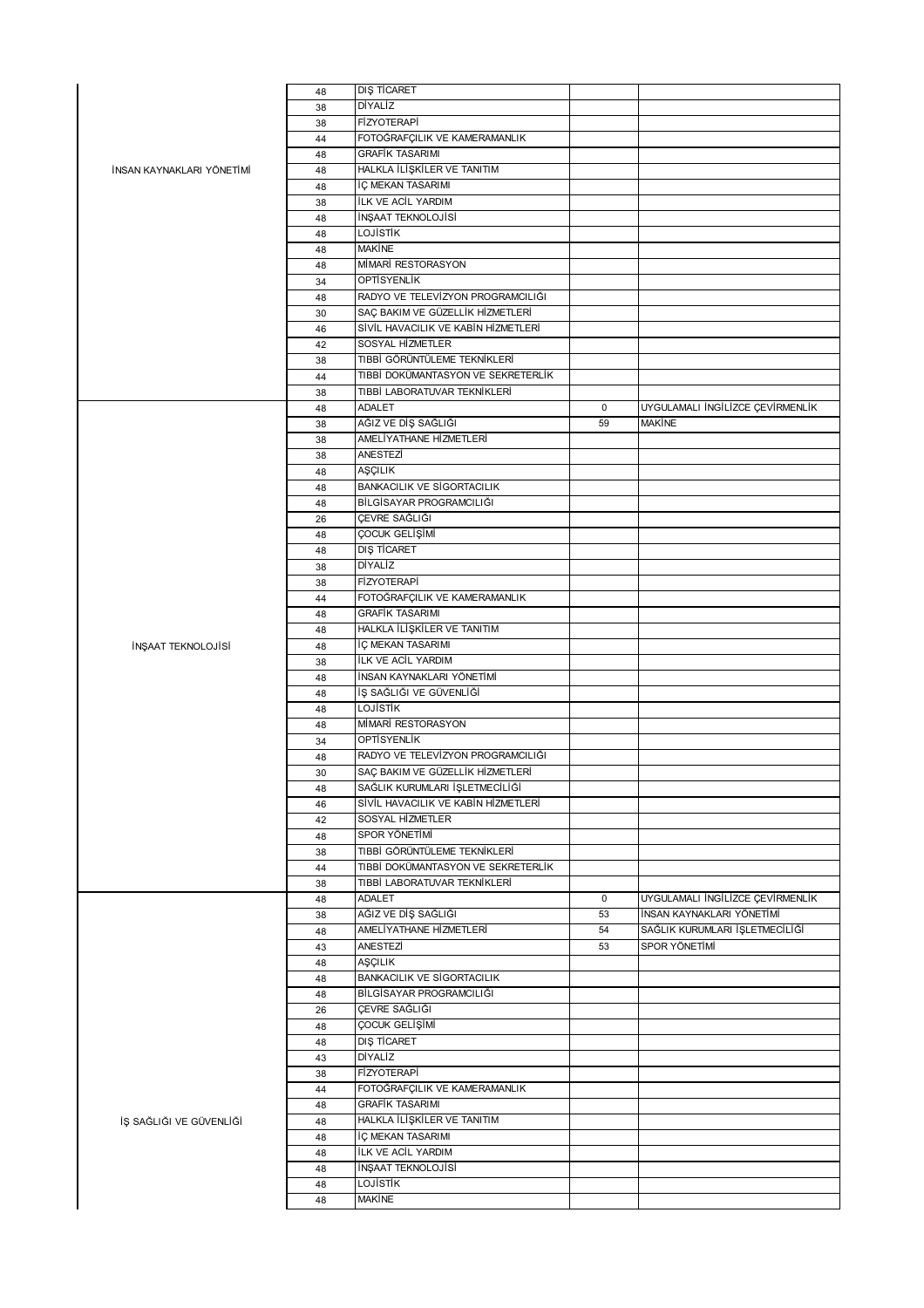| | | | | |
|---|---|---|---|---|
| İNSAN KAYNAKLARI YÖNETİMİ | 48 | DIŞ TİCARET | | |
| | 38 | DİYALİZ | | |
| | 38 | FİZYOTERAPİ | | |
| | 44 | FOTOĞRAFÇILIK VE KAMERAMANLIK | | |
| | 48 | GRAFİK TASARIMI | | |
| | 48 | HALKLA İLİŞKİLER VE TANITIM | | |
| | 48 | İÇ MEKAN TASARIMI | | |
| | 38 | İLK VE ACİL YARDIM | | |
| | 48 | İNŞAAT TEKNOLOJİSİ | | |
| | 48 | LOJİSTİK | | |
| | 48 | MAKİNE | | |
| | 48 | MİMARİ RESTORASYON | | |
| | 34 | OPTİSYENLİK | | |
| | 48 | RADYO VE TELEVİZYON PROGRAMCILIĞI | | |
| | 30 | SAÇ BAKIM VE GÜZELLİK HİZMETLERİ | | |
| | 46 | SİVİL HAVACILIK VE KABİN HİZMETLERİ | | |
| | 42 | SOSYAL HİZMETLER | | |
| | 38 | TIBBİ GÖRÜNTÜLEME TEKNİKLERİ | | |
| | 44 | TIBBİ DOKÜMANTASYON VE SEKRETERLİK | | |
| | 38 | TIBBİ LABORATUVAR TEKNİKLERİ | | |
| İNŞAAT TEKNOLOJİSİ | 48 | ADALET | 0 | UYGULAMALI İNGİLİZCE ÇEVİRMENLİK |
| | 38 | AĞIZ VE DİŞ SAĞLIĞI | 59 | MAKİNE |
| | 38 | AMELİYATHANE HİZMETLERİ | | |
| | 38 | ANESTEZİ | | |
| | 48 | AŞÇILIK | | |
| | 48 | BANKACILIK VE SİGORTACILIK | | |
| | 48 | BİLGİSAYAR PROGRAMCILIĞI | | |
| | 26 | ÇEVRE SAĞLIĞI | | |
| | 48 | ÇOCUK GELİŞİMİ | | |
| | 48 | DIŞ TİCARET | | |
| | 38 | DİYALİZ | | |
| | 38 | FİZYOTERAPİ | | |
| | 44 | FOTOĞRAFÇILIK VE KAMERAMANLIK | | |
| | 48 | GRAFİK TASARIMI | | |
| | 48 | HALKLA İLİŞKİLER VE TANITIM | | |
| | 48 | İÇ MEKAN TASARIMI | | |
| | 38 | İLK VE ACİL YARDIM | | |
| | 48 | İNSAN KAYNAKLARI YÖNETİMİ | | |
| | 48 | İŞ SAĞLIĞI VE GÜVENLİĞİ | | |
| | 48 | LOJİSTİK | | |
| | 48 | MİMARİ RESTORASYON | | |
| | 34 | OPTİSYENLİK | | |
| | 48 | RADYO VE TELEVİZYON PROGRAMCILIĞI | | |
| | 30 | SAÇ BAKIM VE GÜZELLİK HİZMETLERİ | | |
| | 48 | SAĞLIK KURUMLARI İŞLETMECİLİĞİ | | |
| | 46 | SİVİL HAVACILIK VE KABİN HİZMETLERİ | | |
| | 42 | SOSYAL HİZMETLER | | |
| | 48 | SPOR YÖNETİMİ | | |
| | 38 | TIBBİ GÖRÜNTÜLEME TEKNİKLERİ | | |
| | 44 | TIBBİ DOKÜMANTASYON VE SEKRETERLİK | | |
| | 38 | TIBBİ LABORATUVAR TEKNİKLERİ | | |
| İŞ SAĞLIĞI VE GÜVENLİĞİ | 48 | ADALET | 0 | UYGULAMALI İNGİLİZCE ÇEVİRMENLİK |
| | 38 | AĞIZ VE DİŞ SAĞLIĞI | 53 | İNSAN KAYNAKLARI YÖNETİMİ |
| | 48 | AMELİYATHANE HİZMETLERİ | 54 | SAĞLIK KURUMLARI İŞLETMECİLİĞİ |
| | 43 | ANESTEZİ | 53 | SPOR YÖNETİMİ |
| | 48 | AŞÇILIK | | |
| | 48 | BANKACILIK VE SİGORTACILIK | | |
| | 48 | BİLGİSAYAR PROGRAMCILIĞI | | |
| | 26 | ÇEVRE SAĞLIĞI | | |
| | 48 | ÇOCUK GELİŞİMİ | | |
| | 48 | DIŞ TİCARET | | |
| | 43 | DİYALİZ | | |
| | 38 | FİZYOTERAPİ | | |
| | 44 | FOTOĞRAFÇILIK VE KAMERAMANLIK | | |
| | 48 | GRAFİK TASARIMI | | |
| | 48 | HALKLA İLİŞKİLER VE TANITIM | | |
| | 48 | İÇ MEKAN TASARIMI | | |
| | 48 | İLK VE ACİL YARDIM | | |
| | 48 | İNŞAAT TEKNOLOJİSİ | | |
| | 48 | LOJİSTİK | | |
| | 48 | MAKİNE | | |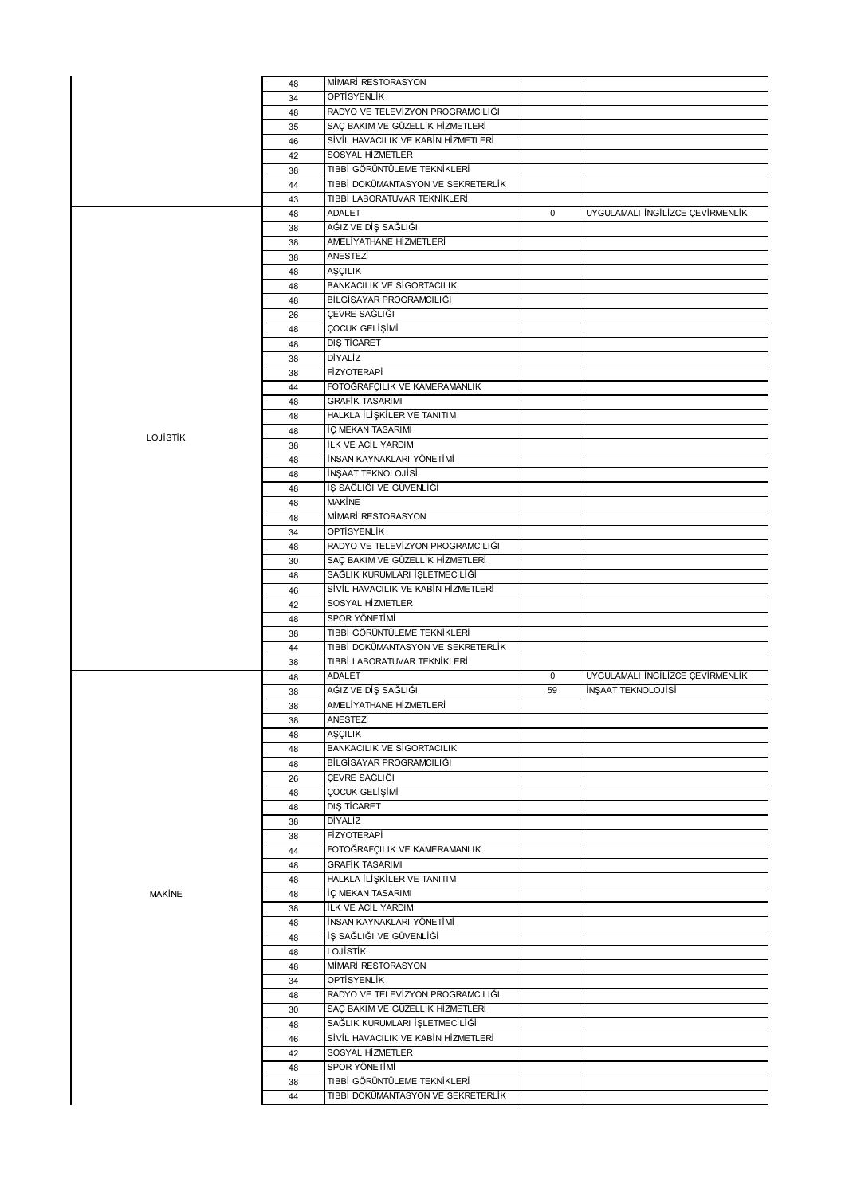| | | | | |
|---|---|---|---|---|
| | 48 | MİMARİ RESTORASYON | | |
| | 34 | OPTİSYENLİK | | |
| | 48 | RADYO VE TELEVİZYON PROGRAMCILIĞI | | |
| | 35 | SAÇ BAKIM VE GÜZELLİK HİZMETLERİ | | |
| | 46 | SİVİL HAVACILIK VE KABİN HİZMETLERİ | | |
| | 42 | SOSYAL HİZMETLER | | |
| | 38 | TIBBİ GÖRÜNTÜLEME TEKNİKLERİ | | |
| | 44 | TIBBİ DOKÜMANTASYON VE SEKRETERLİK | | |
| | 43 | TIBBİ LABORATUVAR TEKNİKLERİ | | |
| LOJİSTİK | 48 | ADALET | 0 | UYGULAMALI İNGİLİZCE ÇEVİRMENLİK |
| | 38 | AĞIZ VE DİŞ SAĞLIĞI | | |
| | 38 | AMELİYATHANE HİZMETLERİ | | |
| | 38 | ANESTEZİ | | |
| | 48 | AŞÇILIK | | |
| | 48 | BANKACILIK VE SİGORTACILIK | | |
| | 48 | BİLGİSAYAR PROGRAMCILIĞI | | |
| | 26 | ÇEVRE SAĞLIĞI | | |
| | 48 | ÇOCUK GELİŞİMİ | | |
| | 48 | DIŞ TİCARET | | |
| | 38 | DİYALİZ | | |
| | 38 | FİZYOTERAPİ | | |
| | 44 | FOTOĞRAFÇILIK VE KAMERAMANLIK | | |
| | 48 | GRAFİK TASARIMI | | |
| | 48 | HALKLA İLİŞKİLER VE TANITIM | | |
| | 48 | İÇ MEKAN TASARIMI | | |
| | 38 | İLK VE ACİL YARDIM | | |
| | 48 | İNSAN KAYNAKLARI YÖNETİMİ | | |
| | 48 | İNŞAAT TEKNOLOJİSİ | | |
| | 48 | İŞ SAĞLIĞI VE GÜVENLİĞİ | | |
| | 48 | MAKİNE | | |
| | 48 | MİMARİ RESTORASYON | | |
| | 34 | OPTİSYENLİK | | |
| | 48 | RADYO VE TELEVİZYON PROGRAMCILIĞI | | |
| | 30 | SAÇ BAKIM VE GÜZELLİK HİZMETLERİ | | |
| | 48 | SAĞLIK KURUMLARI İŞLETMECİLİĞİ | | |
| | 46 | SİVİL HAVACILIK VE KABİN HİZMETLERİ | | |
| | 42 | SOSYAL HİZMETLER | | |
| | 48 | SPOR YÖNETİMİ | | |
| | 38 | TIBBİ GÖRÜNTÜLEME TEKNİKLERİ | | |
| | 44 | TIBBİ DOKÜMANTASYON VE SEKRETERLİK | | |
| | 38 | TIBBİ LABORATUVAR TEKNİKLERİ | | |
| MAKİNE | 48 | ADALET | 0 | UYGULAMALI İNGİLİZCE ÇEVİRMENLİK |
| | 38 | AĞIZ VE DİŞ SAĞLIĞI | 59 | İNŞAAT TEKNOLOJİSİ |
| | 38 | AMELİYATHANE HİZMETLERİ | | |
| | 38 | ANESTEZİ | | |
| | 48 | AŞÇILIK | | |
| | 48 | BANKACILIK VE SİGORTACILIK | | |
| | 48 | BİLGİSAYAR PROGRAMCILIĞI | | |
| | 26 | ÇEVRE SAĞLIĞI | | |
| | 48 | ÇOCUK GELİŞİMİ | | |
| | 48 | DIŞ TİCARET | | |
| | 38 | DİYALİZ | | |
| | 38 | FİZYOTERAPİ | | |
| | 44 | FOTOĞRAFÇILIK VE KAMERAMANLIK | | |
| | 48 | GRAFİK TASARIMI | | |
| | 48 | HALKLA İLİŞKİLER VE TANITIM | | |
| | 48 | İÇ MEKAN TASARIMI | | |
| | 38 | İLK VE ACİL YARDIM | | |
| | 48 | İNSAN KAYNAKLARI YÖNETİMİ | | |
| | 48 | İŞ SAĞLIĞI VE GÜVENLİĞİ | | |
| | 48 | LOJİSTİK | | |
| | 48 | MİMARİ RESTORASYON | | |
| | 34 | OPTİSYENLİK | | |
| | 48 | RADYO VE TELEVİZYON PROGRAMCILIĞI | | |
| | 30 | SAÇ BAKIM VE GÜZELLİK HİZMETLERİ | | |
| | 48 | SAĞLIK KURUMLARI İŞLETMECİLİĞİ | | |
| | 46 | SİVİL HAVACILIK VE KABİN HİZMETLERİ | | |
| | 42 | SOSYAL HİZMETLER | | |
| | 48 | SPOR YÖNETİMİ | | |
| | 38 | TIBBİ GÖRÜNTÜLEME TEKNİKLERİ | | |
| | 44 | TIBBİ DOKÜMANTASYON VE SEKRETERLİK | | |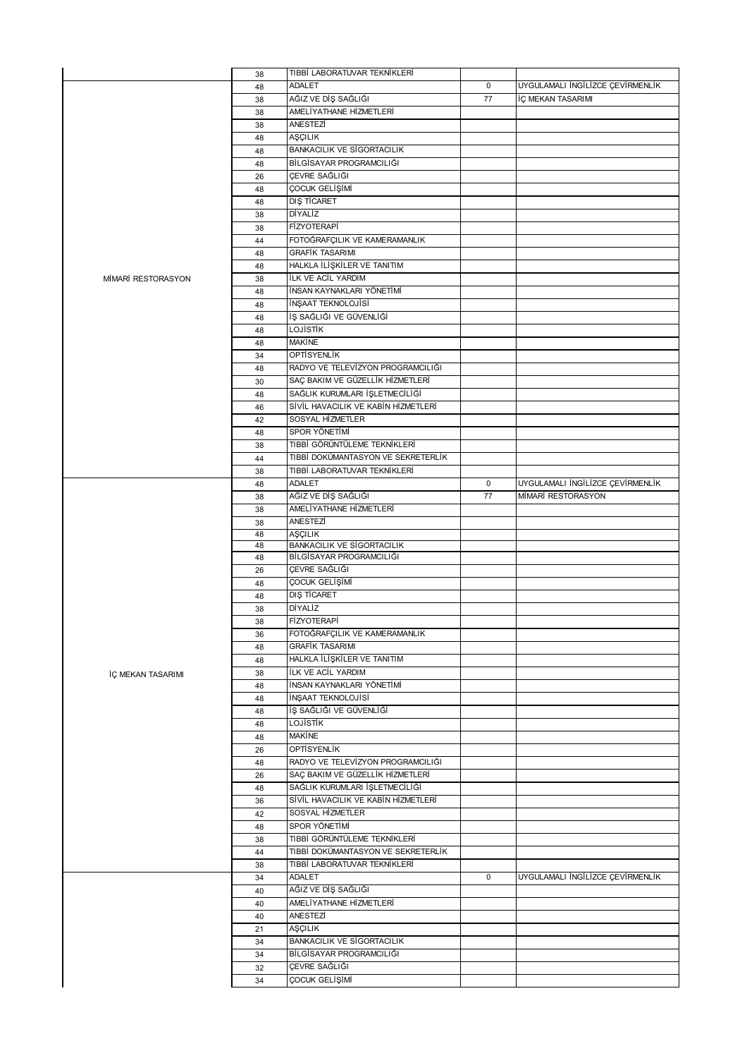| | | | | |
|---|---|---|---|---|
| | 38 | TIBBİ LABORATUVAR TEKNİKLERİ | | |
| MİMARİ RESTORASYON | 48 | ADALET | 0 | UYGULAMALI İNGİLİZCE ÇEVİRMENLİK |
| | 38 | AĞIZ VE DİŞ SAĞLIĞI | 77 | İÇ MEKAN TASARIMI |
| | 38 | AMELİYATHANE HİZMETLERİ | | |
| | 38 | ANESTEZİ | | |
| | 48 | AŞÇILIK | | |
| | 48 | BANKACILIK VE SİGORTACILIK | | |
| | 48 | BİLGİSAYAR PROGRAMCILIĞI | | |
| | 26 | ÇEVRE SAĞLIĞI | | |
| | 48 | ÇOCUK GELİŞİMİ | | |
| | 48 | DIŞ TİCARET | | |
| | 38 | DİYALİZ | | |
| | 38 | FİZYOTERAPİ | | |
| | 44 | FOTOĞRAFÇILIK VE KAMERAMANLIK | | |
| | 48 | GRAFİK TASARIMI | | |
| | 48 | HALKLA İLİŞKİLER VE TANITIM | | |
| | 38 | İLK VE ACİL YARDIM | | |
| | 48 | İNSAN KAYNAKLARI YÖNETİMİ | | |
| | 48 | İNŞAAT TEKNOLOJİSİ | | |
| | 48 | İŞ SAĞLIĞI VE GÜVENLİĞİ | | |
| | 48 | LOJİSTİK | | |
| | 48 | MAKİNE | | |
| | 34 | OPTİSYENLİK | | |
| | 48 | RADYO VE TELEVİZYON PROGRAMCILIĞI | | |
| | 30 | SAÇ BAKIM VE GÜZELLİK HİZMETLERİ | | |
| | 48 | SAĞLIK KURUMLARI İŞLETMECİLİĞİ | | |
| | 46 | SİVİL HAVACILIK VE KABİN HİZMETLERİ | | |
| | 42 | SOSYAL HİZMETLER | | |
| | 48 | SPOR YÖNETİMİ | | |
| | 38 | TIBBİ GÖRÜNTÜLEME TEKNİKLERİ | | |
| | 44 | TIBBİ DOKÜMANTASYON VE SEKRETERLİK | | |
| | 38 | TIBBİ LABORATUVAR TEKNİKLERİ | | |
| İÇ MEKAN TASARIMI | 48 | ADALET | 0 | UYGULAMALI İNGİLİZCE ÇEVİRMENLİK |
| | 38 | AĞIZ VE DİŞ SAĞLIĞI | 77 | MİMARİ RESTORASYON |
| | 38 | AMELİYATHANE HİZMETLERİ | | |
| | 38 | ANESTEZİ | | |
| | 48 | AŞÇILIK | | |
| | 48 | BANKACILIK VE SİGORTACILIK | | |
| | 48 | BİLGİSAYAR PROGRAMCILIĞI | | |
| | 26 | ÇEVRE SAĞLIĞI | | |
| | 48 | ÇOCUK GELİŞİMİ | | |
| | 48 | DIŞ TİCARET | | |
| | 38 | DİYALİZ | | |
| | 38 | FİZYOTERAPİ | | |
| | 36 | FOTOĞRAFÇILIK VE KAMERAMANLIK | | |
| | 48 | GRAFİK TASARIMI | | |
| | 48 | HALKLA İLİŞKİLER VE TANITIM | | |
| | 38 | İLK VE ACİL YARDIM | | |
| | 48 | İNSAN KAYNAKLARI YÖNETİMİ | | |
| | 48 | İNŞAAT TEKNOLOJİSİ | | |
| | 48 | İŞ SAĞLIĞI VE GÜVENLİĞİ | | |
| | 48 | LOJİSTİK | | |
| | 48 | MAKİNE | | |
| | 26 | OPTİSYENLİK | | |
| | 48 | RADYO VE TELEVİZYON PROGRAMCILIĞI | | |
| | 26 | SAÇ BAKIM VE GÜZELLİK HİZMETLERİ | | |
| | 48 | SAĞLIK KURUMLARI İŞLETMECİLİĞİ | | |
| | 36 | SİVİL HAVACILIK VE KABİN HİZMETLERİ | | |
| | 42 | SOSYAL HİZMETLER | | |
| | 48 | SPOR YÖNETİMİ | | |
| | 38 | TIBBİ GÖRÜNTÜLEME TEKNİKLERİ | | |
| | 44 | TIBBİ DOKÜMANTASYON VE SEKRETERLİK | | |
| | 38 | TIBBİ LABORATUVAR TEKNİKLERİ | | |
| | 34 | ADALET | 0 | UYGULAMALI İNGİLİZCE ÇEVİRMENLİK |
| | 40 | AĞIZ VE DİŞ SAĞLIĞI | | |
| | 40 | AMELİYATHANE HİZMETLERİ | | |
| | 40 | ANESTEZİ | | |
| | 21 | AŞÇILIK | | |
| | 34 | BANKACILIK VE SİGORTACILIK | | |
| | 34 | BİLGİSAYAR PROGRAMCILIĞI | | |
| | 32 | ÇEVRE SAĞLIĞI | | |
| | 34 | ÇOCUK GELİŞİMİ | | |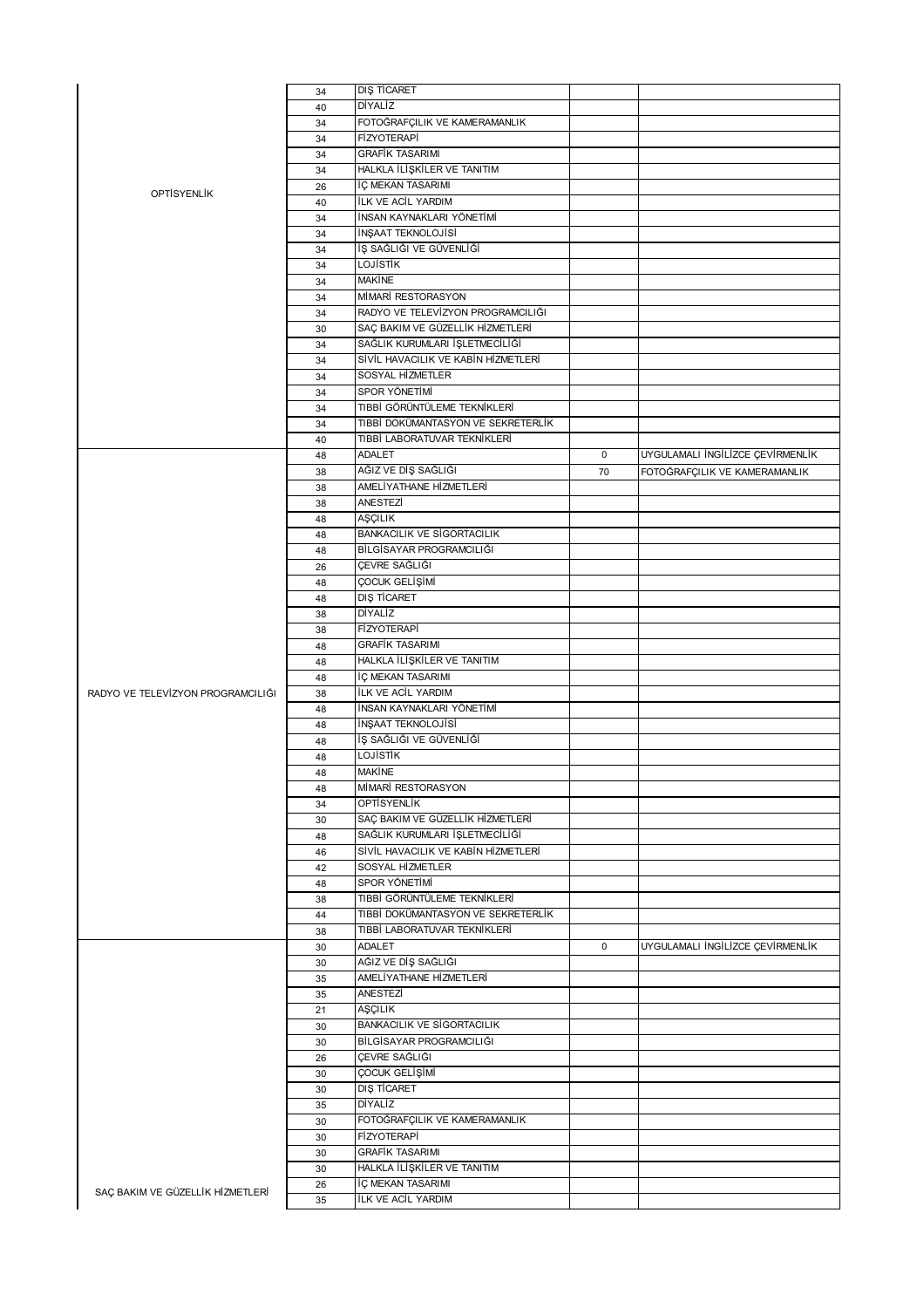| | | | | |
|---|---|---|---|---|
| OPTİSYENLİK | 34 | DIŞ TİCARET | | |
| | 40 | DİYALİZ | | |
| | 34 | FOTOĞRAFÇILIK VE KAMERAMANLIK | | |
| | 34 | FİZYOTERAPİ | | |
| | 34 | GRAFİK TASARIMI | | |
| | 34 | HALKLA İLİŞKİLER VE TANITIM | | |
| | 26 | İÇ MEKAN TASARIMI | | |
| | 40 | İLK VE ACİL YARDIM | | |
| | 34 | İNSAN KAYNAKLARI YÖNETİMİ | | |
| | 34 | İNŞAAT TEKNOLOJİSİ | | |
| | 34 | İŞ SAĞLIĞI VE GÜVENLİĞİ | | |
| | 34 | LOJİSTİK | | |
| | 34 | MAKİNE | | |
| | 34 | MİMARİ RESTORASYON | | |
| | 34 | RADYO VE TELEVİZYON PROGRAMCILIĞI | | |
| | 30 | SAÇ BAKIM VE GÜZELLİK HİZMETLERİ | | |
| | 34 | SAĞLIK KURUMLARI İŞLETMECİLİĞİ | | |
| | 34 | SİVİL HAVACILIK VE KABİN HİZMETLERİ | | |
| | 34 | SOSYAL HİZMETLER | | |
| | 34 | SPOR YÖNETİMİ | | |
| | 34 | TIBBİ GÖRÜNTÜLEME TEKNİKLERİ | | |
| | 34 | TIBBİ DOKÜMANTASYON VE SEKRETERLİK | | |
| | 40 | TIBBİ LABORATUVAR TEKNİKLERİ | | |
| RADYO VE TELEVİZYON PROGRAMCILIĞI | 48 | ADALET | 0 | UYGULAMALI İNGİLİZCE ÇEVİRMENLİK |
| | 38 | AĞIZ VE DİŞ SAĞLIĞI | 70 | FOTOĞRAFÇILIK VE KAMERAMANLIK |
| | 38 | AMELİYATHANE HİZMETLERİ | | |
| | 38 | ANESTEZİ | | |
| | 48 | AŞÇILIK | | |
| | 48 | BANKACILIK VE SİGORTACILIK | | |
| | 48 | BİLGİSAYAR PROGRAMCILIĞI | | |
| | 26 | ÇEVRE SAĞLIĞI | | |
| | 48 | ÇOCUK GELİŞİMİ | | |
| | 48 | DIŞ TİCARET | | |
| | 38 | DİYALİZ | | |
| | 38 | FİZYOTERAPİ | | |
| | 48 | GRAFİK TASARIMI | | |
| | 48 | HALKLA İLİŞKİLER VE TANITIM | | |
| | 48 | İÇ MEKAN TASARIMI | | |
| | 38 | İLK VE ACİL YARDIM | | |
| | 48 | İNSAN KAYNAKLARI YÖNETİMİ | | |
| | 48 | İNŞAAT TEKNOLOJİSİ | | |
| | 48 | İŞ SAĞLIĞI VE GÜVENLİĞİ | | |
| | 48 | LOJİSTİK | | |
| | 48 | MAKİNE | | |
| | 48 | MİMARİ RESTORASYON | | |
| | 34 | OPTİSYENLİK | | |
| | 30 | SAÇ BAKIM VE GÜZELLİK HİZMETLERİ | | |
| | 48 | SAĞLIK KURUMLARI İŞLETMECİLİĞİ | | |
| | 46 | SİVİL HAVACILIK VE KABİN HİZMETLERİ | | |
| | 42 | SOSYAL HİZMETLER | | |
| | 48 | SPOR YÖNETİMİ | | |
| | 38 | TIBBİ GÖRÜNTÜLEME TEKNİKLERİ | | |
| | 44 | TIBBİ DOKÜMANTASYON VE SEKRETERLİK | | |
| | 38 | TIBBİ LABORATUVAR TEKNİKLERİ | | |
| SAÇ BAKIM VE GÜZELLİK HİZMETLERİ | 30 | ADALET | 0 | UYGULAMALI İNGİLİZCE ÇEVİRMENLİK |
| | 30 | AĞIZ VE DİŞ SAĞLIĞI | | |
| | 35 | AMELİYATHANE HİZMETLERİ | | |
| | 35 | ANESTEZİ | | |
| | 21 | AŞÇILIK | | |
| | 30 | BANKACILIK VE SİGORTACILIK | | |
| | 30 | BİLGİSAYAR PROGRAMCILIĞI | | |
| | 26 | ÇEVRE SAĞLIĞI | | |
| | 30 | ÇOCUK GELİŞİMİ | | |
| | 30 | DIŞ TİCARET | | |
| | 35 | DİYALİZ | | |
| | 30 | FOTOĞRAFÇILIK VE KAMERAMANLIK | | |
| | 30 | FİZYOTERAPİ | | |
| | 30 | GRAFİK TASARIMI | | |
| | 30 | HALKLA İLİŞKİLER VE TANITIM | | |
| | 26 | İÇ MEKAN TASARIMI | | |
| | 35 | İLK VE ACİL YARDIM | | |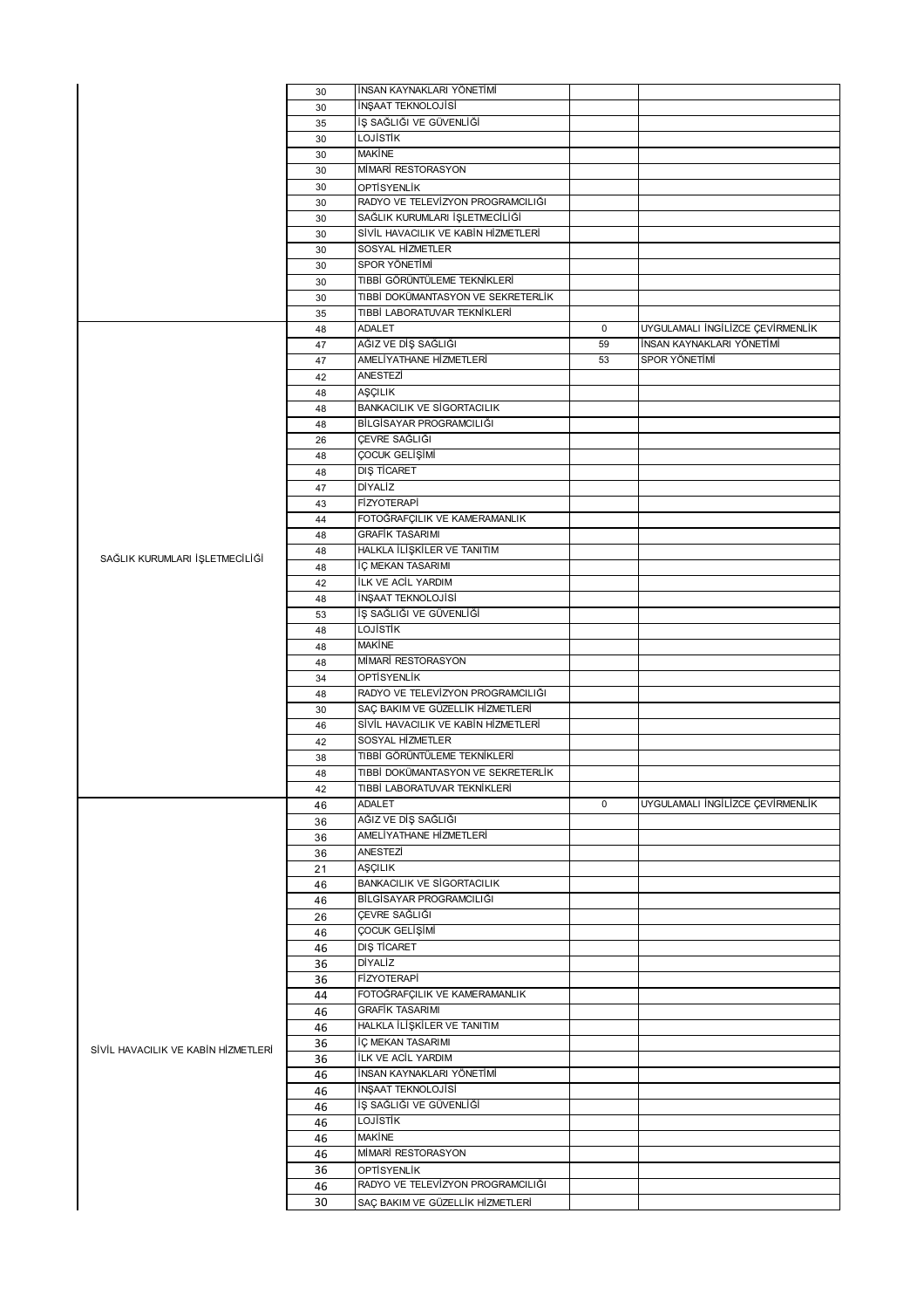| | | | | |
|---|---|---|---|---|
| | 30 | İNSAN KAYNAKLARI YÖNETİMİ | | |
| | 30 | İNŞAAT TEKNOLOJİSİ | | |
| | 35 | İŞ SAĞLIĞI VE GÜVENLİĞİ | | |
| | 30 | LOJİSTİK | | |
| | 30 | MAKİNE | | |
| | 30 | MİMARİ RESTORASYON | | |
| | 30 | OPTİSYENLİK | | |
| | 30 | RADYO VE TELEVİZYON PROGRAMCILIĞI | | |
| | 30 | SAĞLIK KURUMLARI İŞLETMECİLİĞİ | | |
| | 30 | SİVİL HAVACILIK VE KABİN HİZMETLERİ | | |
| | 30 | SOSYAL HİZMETLER | | |
| | 30 | SPOR YÖNETİMİ | | |
| | 30 | TIBBİ GÖRÜNTÜLEME TEKNİKLERİ | | |
| | 30 | TIBBİ DOKÜMANTASYON VE SEKRETERLİK | | |
| | 35 | TIBBİ LABORATUVAR TEKNİKLERİ | | |
| SAĞLIK KURUMLARI İŞLETMECİLİĞİ | 48 | ADALET | 0 | UYGULAMALI İNGİLİZCE ÇEVİRMENLİK |
| | 47 | AĞIZ VE DİŞ SAĞLIĞI | 59 | İNSAN KAYNAKLARI YÖNETİMİ |
| | 47 | AMELİYATHANE HİZMETLERİ | 53 | SPOR YÖNETİMİ |
| | 42 | ANESTEZİ | | |
| | 48 | AŞÇILIK | | |
| | 48 | BANKACILIK VE SİGORTACILIK | | |
| | 48 | BİLGİSAYAR PROGRAMCILIĞI | | |
| | 26 | ÇEVRE SAĞLIĞI | | |
| | 48 | ÇOCUK GELİŞİMİ | | |
| | 48 | DIŞ TİCARET | | |
| | 47 | DİYALİZ | | |
| | 43 | FİZYOTERAPİ | | |
| | 44 | FOTOĞRAFÇILIK VE KAMERAMANLIK | | |
| | 48 | GRAFİK TASARIMI | | |
| | 48 | HALKLA İLİŞKİLER VE TANITIM | | |
| | 48 | İÇ MEKAN TASARIMI | | |
| | 42 | İLK VE ACİL YARDIM | | |
| | 48 | İNŞAAT TEKNOLOJİSİ | | |
| | 53 | İŞ SAĞLIĞI VE GÜVENLİĞİ | | |
| | 48 | LOJİSTİK | | |
| | 48 | MAKİNE | | |
| | 48 | MİMARİ RESTORASYON | | |
| | 34 | OPTİSYENLİK | | |
| | 48 | RADYO VE TELEVİZYON PROGRAMCILIĞI | | |
| | 30 | SAÇ BAKIM VE GÜZELLİK HİZMETLERİ | | |
| | 46 | SİVİL HAVACILIK VE KABİN HİZMETLERİ | | |
| | 42 | SOSYAL HİZMETLER | | |
| | 38 | TIBBİ GÖRÜNTÜLEME TEKNİKLERİ | | |
| | 48 | TIBBİ DOKÜMANTASYON VE SEKRETERLİK | | |
| | 42 | TIBBİ LABORATUVAR TEKNİKLERİ | | |
| SİVİL HAVACILIK VE KABİN HİZMETLERİ | 46 | ADALET | 0 | UYGULAMALI İNGİLİZCE ÇEVİRMENLİK |
| | 36 | AĞIZ VE DİŞ SAĞLIĞI | | |
| | 36 | AMELİYATHANE HİZMETLERİ | | |
| | 36 | ANESTEZİ | | |
| | 21 | AŞÇILIK | | |
| | 46 | BANKACILIK VE SİGORTACILIK | | |
| | 46 | BİLGİSAYAR PROGRAMCILIĞI | | |
| | 26 | ÇEVRE SAĞLIĞI | | |
| | 46 | ÇOCUK GELİŞİMİ | | |
| | 46 | DIŞ TİCARET | | |
| | 36 | DİYALİZ | | |
| | 36 | FİZYOTERAPİ | | |
| | 44 | FOTOĞRAFÇILIK VE KAMERAMANLIK | | |
| | 46 | GRAFİK TASARIMI | | |
| | 46 | HALKLA İLİŞKİLER VE TANITIM | | |
| | 36 | İÇ MEKAN TASARIMI | | |
| | 36 | İLK VE ACİL YARDIM | | |
| | 46 | İNSAN KAYNAKLARI YÖNETİMİ | | |
| | 46 | İNŞAAT TEKNOLOJİSİ | | |
| | 46 | İŞ SAĞLIĞI VE GÜVENLİĞİ | | |
| | 46 | LOJİSTİK | | |
| | 46 | MAKİNE | | |
| | 46 | MİMARİ RESTORASYON | | |
| | 36 | OPTİSYENLİK | | |
| | 46 | RADYO VE TELEVİZYON PROGRAMCILIĞI | | |
| | 30 | SAÇ BAKIM VE GÜZELLİK HİZMETLERİ | | |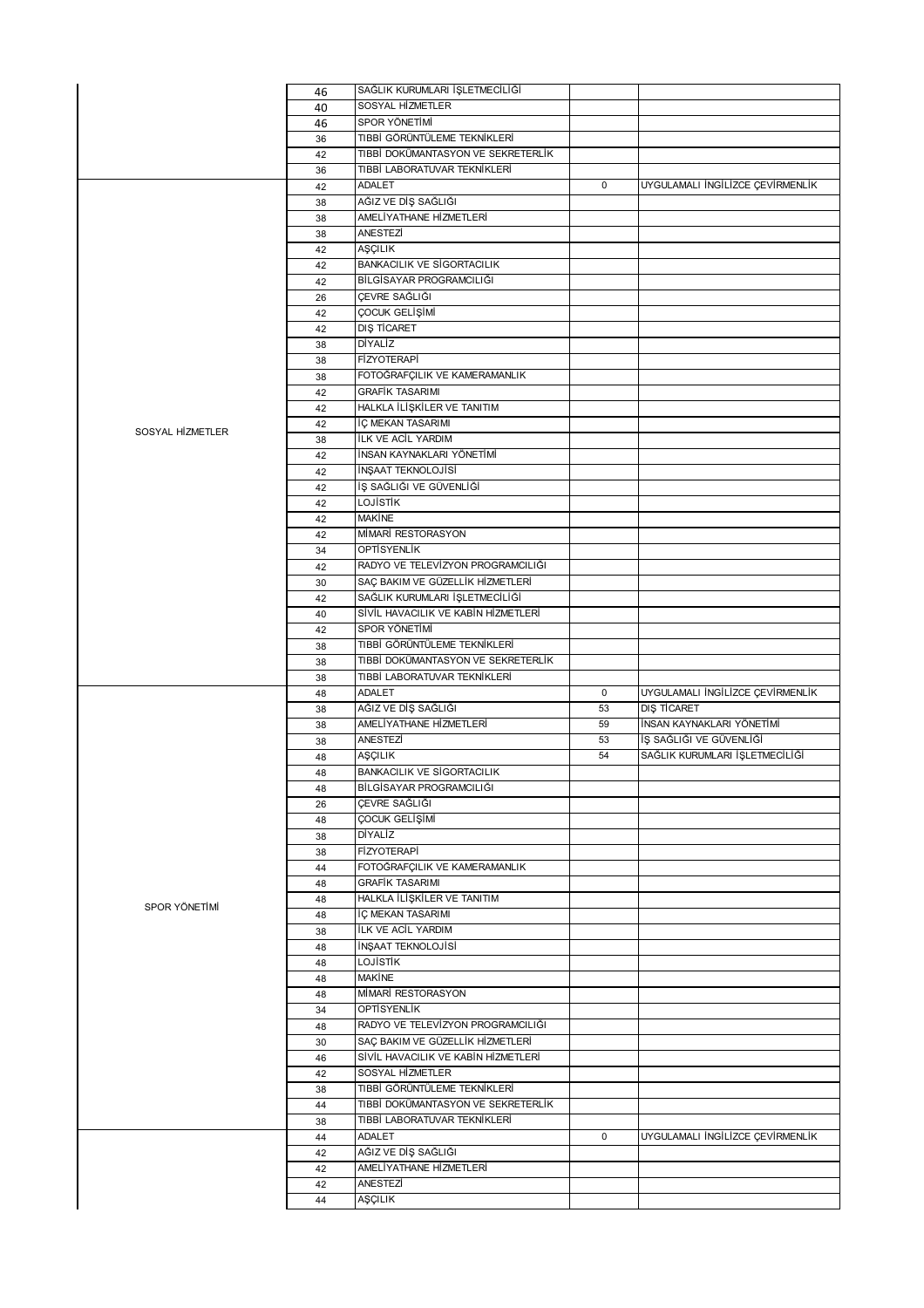| | | | | |
|---|---|---|---|---|
| | 46 | SAĞLIK KURUMLARI İŞLETMECİLİĞİ | | |
| | 40 | SOSYAL HİZMETLER | | |
| | 46 | SPOR YÖNETİMİ | | |
| | 36 | TIBBİ GÖRÜNTÜLEME TEKNİKLERİ | | |
| | 42 | TIBBİ DOKÜMANTASYON VE SEKRETERLİK | | |
| | 36 | TIBBİ LABORATUVAR TEKNİKLERİ | | |
| SOSYAL HİZMETLER | 42 | ADALET | 0 | UYGULAMALI İNGİLİZCE ÇEVİRMENLİK |
| | 38 | AĞIZ VE DİŞ SAĞLIĞI | | |
| | 38 | AMELİYATHANE HİZMETLERİ | | |
| | 38 | ANESTEZİ | | |
| | 42 | AŞÇILIK | | |
| | 42 | BANKACILIK VE SİGORTACILIK | | |
| | 42 | BİLGİSAYAR PROGRAMCILIĞI | | |
| | 26 | ÇEVRE SAĞLIĞI | | |
| | 42 | ÇOCUK GELİŞİMİ | | |
| | 42 | DIŞ TİCARET | | |
| | 38 | DİYALİZ | | |
| | 38 | FİZYOTERAPİ | | |
| | 38 | FOTOĞRAFÇILIK VE KAMERAMANLIK | | |
| | 42 | GRAFİK TASARIMI | | |
| | 42 | HALKLA İLİŞKİLER VE TANITIM | | |
| | 42 | İÇ MEKAN TASARIMI | | |
| | 38 | İLK VE ACİL YARDIM | | |
| | 42 | İNSAN KAYNAKLARI YÖNETİMİ | | |
| | 42 | İNŞAAT TEKNOLOJİSİ | | |
| | 42 | İŞ SAĞLIĞI VE GÜVENLİĞİ | | |
| | 42 | LOJİSTİK | | |
| | 42 | MAKİNE | | |
| | 42 | MİMARİ RESTORASYON | | |
| | 34 | OPTİSYENLİK | | |
| | 42 | RADYO VE TELEVİZYON PROGRAMCILIĞI | | |
| | 30 | SAÇ BAKIM VE GÜZELLİK HİZMETLERİ | | |
| | 42 | SAĞLIK KURUMLARI İŞLETMECİLİĞİ | | |
| | 40 | SİVİL HAVACILIK VE KABİN HİZMETLERİ | | |
| | 42 | SPOR YÖNETİMİ | | |
| | 38 | TIBBİ GÖRÜNTÜLEME TEKNİKLERİ | | |
| | 38 | TIBBİ DOKÜMANTASYON VE SEKRETERLİK | | |
| | 38 | TIBBİ LABORATUVAR TEKNİKLERİ | | |
| SPOR YÖNETİMİ | 48 | ADALET | 0 | UYGULAMALI İNGİLİZCE ÇEVİRMENLİK |
| | 38 | AĞIZ VE DİŞ SAĞLIĞI | 53 | DIŞ TİCARET |
| | 38 | AMELİYATHANE HİZMETLERİ | 59 | İNSAN KAYNAKLARI YÖNETİMİ |
| | 38 | ANESTEZİ | 53 | İŞ SAĞLIĞI VE GÜVENLİĞİ |
| | 48 | AŞÇILIK | 54 | SAĞLIK KURUMLARI İŞLETMECİLİĞİ |
| | 48 | BANKACILIK VE SİGORTACILIK | | |
| | 48 | BİLGİSAYAR PROGRAMCILIĞI | | |
| | 26 | ÇEVRE SAĞLIĞI | | |
| | 48 | ÇOCUK GELİŞİMİ | | |
| | 38 | DİYALİZ | | |
| | 38 | FİZYOTERAPİ | | |
| | 44 | FOTOĞRAFÇILIK VE KAMERAMANLIK | | |
| | 48 | GRAFİK TASARIMI | | |
| | 48 | HALKLA İLİŞKİLER VE TANITIM | | |
| | 48 | İÇ MEKAN TASARIMI | | |
| | 38 | İLK VE ACİL YARDIM | | |
| | 48 | İNŞAAT TEKNOLOJİSİ | | |
| | 48 | LOJİSTİK | | |
| | 48 | MAKİNE | | |
| | 48 | MİMARİ RESTORASYON | | |
| | 34 | OPTİSYENLİK | | |
| | 48 | RADYO VE TELEVİZYON PROGRAMCILIĞI | | |
| | 30 | SAÇ BAKIM VE GÜZELLİK HİZMETLERİ | | |
| | 46 | SİVİL HAVACILIK VE KABİN HİZMETLERİ | | |
| | 42 | SOSYAL HİZMETLER | | |
| | 38 | TIBBİ GÖRÜNTÜLEME TEKNİKLERİ | | |
| | 44 | TIBBİ DOKÜMANTASYON VE SEKRETERLİK | | |
| | 38 | TIBBİ LABORATUVAR TEKNİKLERİ | | |
| | 44 | ADALET | 0 | UYGULAMALI İNGİLİZCE ÇEVİRMENLİK |
| | 42 | AĞIZ VE DİŞ SAĞLIĞI | | |
| | 42 | AMELİYATHANE HİZMETLERİ | | |
| | 42 | ANESTEZİ | | |
| | 44 | AŞÇILIK | | |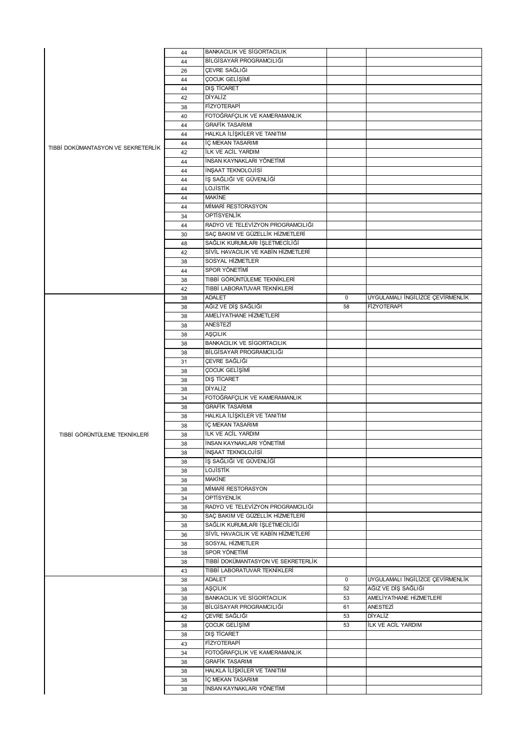| | | | | |
|---|---|---|---|---|
| TIBBİ DOKÜMANTASYON VE SEKRETERLİK | 44 | BANKACILIK VE SİGORTACILIK | | |
| | 44 | BİLGİSAYAR PROGRAMCILIĞI | | |
| | 26 | ÇEVRE SAĞLIĞI | | |
| | 44 | ÇOCUK GELİŞİMİ | | |
| | 44 | DIŞ TİCARET | | |
| | 42 | DİYALİZ | | |
| | 38 | FİZYOTERAPİ | | |
| | 40 | FOTOĞRAFÇILIK VE KAMERAMANLIK | | |
| | 44 | GRAFİK TASARIMI | | |
| | 44 | HALKLA İLİŞKİLER VE TANITIM | | |
| | 44 | İÇ MEKAN TASARIMI | | |
| | 42 | İLK VE ACİL YARDIM | | |
| | 44 | İNSAN KAYNAKLARI YÖNETİMİ | | |
| | 44 | İNŞAAT TEKNOLOJİSİ | | |
| | 44 | İŞ SAĞLIĞI VE GÜVENLİĞİ | | |
| | 44 | LOJİSTİK | | |
| | 44 | MAKİNE | | |
| | 44 | MİMARİ RESTORASYON | | |
| | 34 | OPTİSYENLİK | | |
| | 44 | RADYO VE TELEVİZYON PROGRAMCILIĞI | | |
| | 30 | SAÇ BAKIM VE GÜZELLİK HİZMETLERİ | | |
| | 48 | SAĞLIK KURUMLARI İŞLETMECİLİĞİ | | |
| | 42 | SİVİL HAVACILIK VE KABİN HİZMETLERİ | | |
| | 38 | SOSYAL HİZMETLER | | |
| | 44 | SPOR YÖNETİMİ | | |
| | 38 | TIBBİ GÖRÜNTÜLEME TEKNİKLERİ | | |
| | 42 | TIBBİ LABORATUVAR TEKNİKLERİ | | |
| TIBBİ GÖRÜNTÜLEME TEKNİKLERİ | 38 | ADALET | 0 | UYGULAMALI İNGİLİZCE ÇEVİRMENLİK |
| | 38 | AĞIZ VE DİŞ SAĞLIĞI | 58 | FİZYOTERAPİ |
| | 38 | AMELİYATHANE HİZMETLERİ | | |
| | 38 | ANESTEZİ | | |
| | 38 | AŞÇILIK | | |
| | 38 | BANKACILIK VE SİGORTACILIK | | |
| | 38 | BİLGİSAYAR PROGRAMCILIĞI | | |
| | 31 | ÇEVRE SAĞLIĞI | | |
| | 38 | ÇOCUK GELİŞİMİ | | |
| | 38 | DIŞ TİCARET | | |
| | 38 | DİYALİZ | | |
| | 34 | FOTOĞRAFÇILIK VE KAMERAMANLIK | | |
| | 38 | GRAFİK TASARIMI | | |
| | 38 | HALKLA İLİŞKİLER VE TANITIM | | |
| | 38 | İÇ MEKAN TASARIMI | | |
| | 38 | İLK VE ACİL YARDIM | | |
| | 38 | İNSAN KAYNAKLARI YÖNETİMİ | | |
| | 38 | İNŞAAT TEKNOLOJİSİ | | |
| | 38 | İŞ SAĞLIĞI VE GÜVENLİĞİ | | |
| | 38 | LOJİSTİK | | |
| | 38 | MAKİNE | | |
| | 38 | MİMARİ RESTORASYON | | |
| | 34 | OPTİSYENLİK | | |
| | 38 | RADYO VE TELEVİZYON PROGRAMCILIĞI | | |
| | 30 | SAÇ BAKIM VE GÜZELLİK HİZMETLERİ | | |
| | 38 | SAĞLIK KURUMLARI İŞLETMECİLİĞİ | | |
| | 36 | SİVİL HAVACILIK VE KABİN HİZMETLERİ | | |
| | 38 | SOSYAL HİZMETLER | | |
| | 38 | SPOR YÖNETİMİ | | |
| | 38 | TIBBİ DOKÜMANTASYON VE SEKRETERLİK | | |
| | 43 | TIBBİ LABORATUVAR TEKNİKLERİ | | |
| | 38 | ADALET | 0 | UYGULAMALI İNGİLİZCE ÇEVİRMENLİK |
| | 38 | AŞÇILIK | 52 | AĞIZ VE DİŞ SAĞLIĞI |
| | 38 | BANKACILIK VE SİGORTACILIK | 53 | AMELİYATHANE HİZMETLERİ |
| | 38 | BİLGİSAYAR PROGRAMCILIĞI | 61 | ANESTEZİ |
| | 42 | ÇEVRE SAĞLIĞI | 53 | DİYALİZ |
| | 38 | ÇOCUK GELİŞİMİ | 53 | İLK VE ACİL YARDIM |
| | 38 | DIŞ TİCARET | | |
| | 43 | FİZYOTERAPİ | | |
| | 34 | FOTOĞRAFÇILIK VE KAMERAMANLIK | | |
| | 38 | GRAFİK TASARIMI | | |
| | 38 | HALKLA İLİŞKİLER VE TANITIM | | |
| | 38 | İÇ MEKAN TASARIMI | | |
| | 38 | İNSAN KAYNAKLARI YÖNETİMİ | | |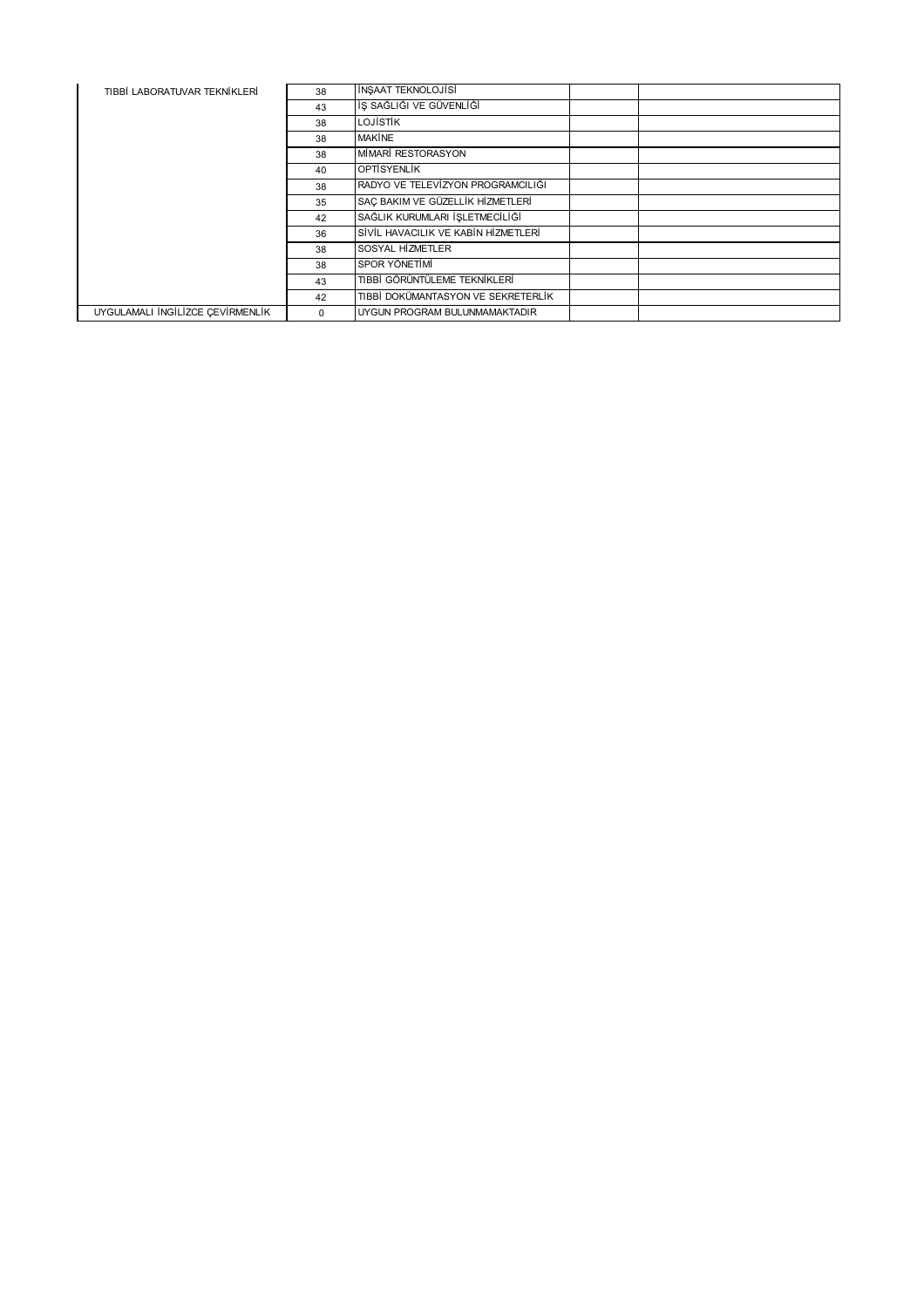| | | | | |
|---|---|---|---|---|
| TIBBİ LABORATUVAR TEKNİKLERİ | 38 | İNŞAAT TEKNOLOJİSİ | | |
| | 43 | İŞ SAĞLIĞI VE GÜVENLİĞİ | | |
| | 38 | LOJİSTİK | | |
| | 38 | MAKİNE | | |
| | 38 | MİMARİ RESTORASYON | | |
| | 40 | OPTİSYENLİK | | |
| | 38 | RADYO VE TELEVİZYON PROGRAMCILIĞI | | |
| | 35 | SAÇ BAKIM VE GÜZELLİK HİZMETLERİ | | |
| | 42 | SAĞLIK KURUMLARI İŞLETMECİLİĞİ | | |
| | 36 | SİVİL HAVACILIK VE KABİN HİZMETLERİ | | |
| | 38 | SOSYAL HİZMETLER | | |
| | 38 | SPOR YÖNETİMİ | | |
| | 43 | TIBBİ GÖRÜNTÜLEME TEKNİKLERİ | | |
| | 42 | TIBBİ DOKÜMANTASYON VE SEKRETERLİK | | |
| UYGULAMALI İNGİLİZCE ÇEVİRMENLİK | 0 | UYGUN PROGRAM BULUNMAMAKTADIR | | |